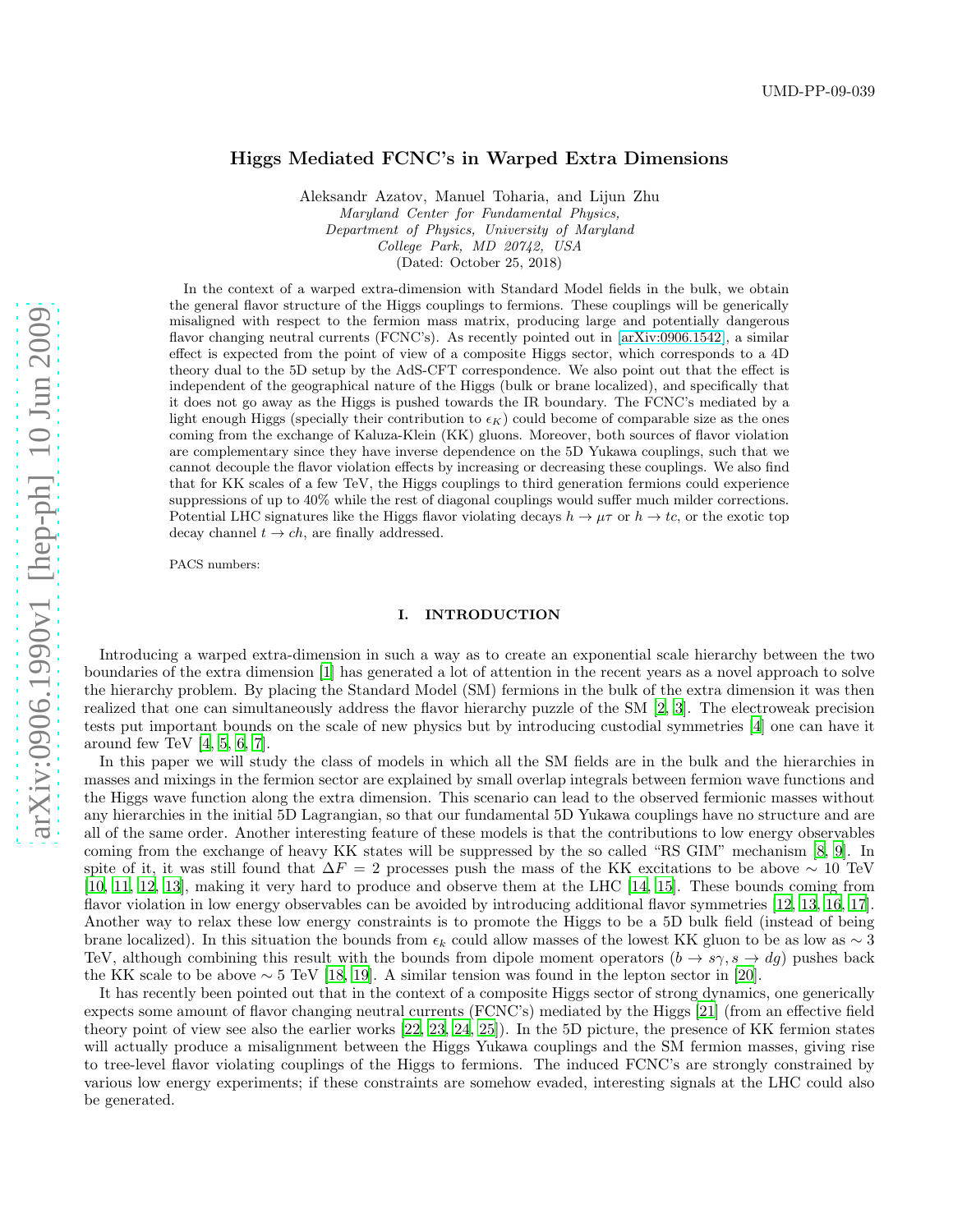UMD-PP-09-039

# Higgs Mediated FCNC's in Warped Extra Dimensions

Aleksandr Azatov, Manuel Toharia, and Lijun Zhu

*Maryland Center for Fundamental Physics,*
*Department of Physics, University of Maryland*
*College Park, MD 20742, USA*

(Dated: October 25, 2018)

In the context of a warped extra-dimension with Standard Model fields in the bulk, we obtain the general flavor structure of the Higgs couplings to fermions. These couplings will be generically misaligned with respect to the fermion mass matrix, producing large and potentially dangerous flavor changing neutral currents (FCNC's). As recently pointed out in [arXiv:0906.1542], a similar effect is expected from the point of view of a composite Higgs sector, which corresponds to a 4D theory dual to the 5D setup by the AdS-CFT correspondence. We also point out that the effect is independent of the geographical nature of the Higgs (bulk or brane localized), and specifically that it does not go away as the Higgs is pushed towards the IR boundary. The FCNC's mediated by a light enough Higgs (specially their contribution to $\epsilon_K$) could become of comparable size as the ones coming from the exchange of Kaluza-Klein (KK) gluons. Moreover, both sources of flavor violation are complementary since they have inverse dependence on the 5D Yukawa couplings, such that we cannot decouple the flavor violation effects by increasing or decreasing these couplings. We also find that for KK scales of a few TeV, the Higgs couplings to third generation fermions could experience suppressions of up to 40% while the rest of diagonal couplings would suffer much milder corrections. Potential LHC signatures like the Higgs flavor violating decays $h \to \mu\tau$ or $h \to tc$, or the exotic top decay channel $t \to ch$, are finally addressed.

PACS numbers:

## I. INTRODUCTION

Introducing a warped extra-dimension in such a way as to create an exponential scale hierarchy between the two boundaries of the extra dimension [1] has generated a lot of attention in the recent years as a novel approach to solve the hierarchy problem. By placing the Standard Model (SM) fermions in the bulk of the extra dimension it was then realized that one can simultaneously address the flavor hierarchy puzzle of the SM [2, 3]. The electroweak precision tests put important bounds on the scale of new physics but by introducing custodial symmetries [4] one can have it around few TeV [4, 5, 6, 7].

In this paper we will study the class of models in which all the SM fields are in the bulk and the hierarchies in masses and mixings in the fermion sector are explained by small overlap integrals between fermion wave functions and the Higgs wave function along the extra dimension. This scenario can lead to the observed fermionic masses without any hierarchies in the initial 5D Lagrangian, so that our fundamental 5D Yukawa couplings have no structure and are all of the same order. Another interesting feature of these models is that the contributions to low energy observables coming from the exchange of heavy KK states will be suppressed by the so called "RS GIM" mechanism [8, 9]. In spite of it, it was still found that $\Delta F = 2$ processes push the mass of the KK excitations to be above $\sim 10$ TeV [10, 11, 12, 13], making it very hard to produce and observe them at the LHC [14, 15]. These bounds coming from flavor violation in low energy observables can be avoided by introducing additional flavor symmetries [12, 13, 16, 17]. Another way to relax these low energy constraints is to promote the Higgs to be a 5D bulk field (instead of being brane localized). In this situation the bounds from $\epsilon_k$ could allow masses of the lowest KK gluon to be as low as $\sim 3$ TeV, although combining this result with the bounds from dipole moment operators ($b \to s\gamma, s \to dg$) pushes back the KK scale to be above $\sim 5$ TeV [18, 19]. A similar tension was found in the lepton sector in [20].

It has recently been pointed out that in the context of a composite Higgs sector of strong dynamics, one generically expects some amount of flavor changing neutral currents (FCNC's) mediated by the Higgs [21] (from an effective field theory point of view see also the earlier works [22, 23, 24, 25]). In the 5D picture, the presence of KK fermion states will actually produce a misalignment between the Higgs Yukawa couplings and the SM fermion masses, giving rise to tree-level flavor violating couplings of the Higgs to fermions. The induced FCNC's are strongly constrained by various low energy experiments; if these constraints are somehow evaded, interesting signals at the LHC could also be generated.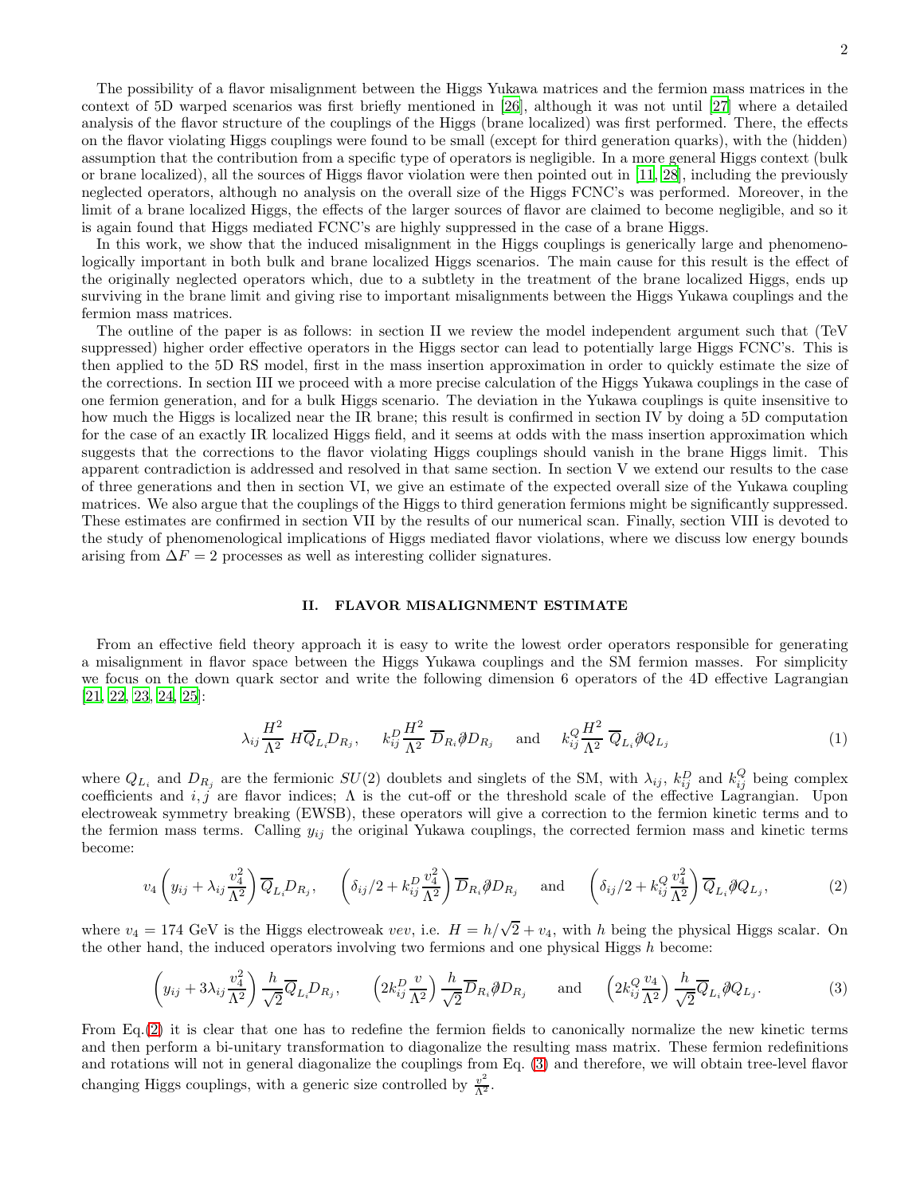The possibility of a flavor misalignment between the Higgs Yukawa matrices and the fermion mass matrices in the context of 5D warped scenarios was first briefly mentioned in [26], although it was not until [27] where a detailed analysis of the flavor structure of the couplings of the Higgs (brane localized) was first performed. There, the effects on the flavor violating Higgs couplings were found to be small (except for third generation quarks), with the (hidden) assumption that the contribution from a specific type of operators is negligible. In a more general Higgs context (bulk or brane localized), all the sources of Higgs flavor violation were then pointed out in [11, 28], including the previously neglected operators, although no analysis on the overall size of the Higgs FCNC's was performed. Moreover, in the limit of a brane localized Higgs, the effects of the larger sources of flavor are claimed to become negligible, and so it is again found that Higgs mediated FCNC's are highly suppressed in the case of a brane Higgs.

In this work, we show that the induced misalignment in the Higgs couplings is generically large and phenomenologically important in both bulk and brane localized Higgs scenarios. The main cause for this result is the effect of the originally neglected operators which, due to a subtlety in the treatment of the brane localized Higgs, ends up surviving in the brane limit and giving rise to important misalignments between the Higgs Yukawa couplings and the fermion mass matrices.

The outline of the paper is as follows: in section II we review the model independent argument such that (TeV suppressed) higher order effective operators in the Higgs sector can lead to potentially large Higgs FCNC's. This is then applied to the 5D RS model, first in the mass insertion approximation in order to quickly estimate the size of the corrections. In section III we proceed with a more precise calculation of the Higgs Yukawa couplings in the case of one fermion generation, and for a bulk Higgs scenario. The deviation in the Yukawa couplings is quite insensitive to how much the Higgs is localized near the IR brane; this result is confirmed in section IV by doing a 5D computation for the case of an exactly IR localized Higgs field, and it seems at odds with the mass insertion approximation which suggests that the corrections to the flavor violating Higgs couplings should vanish in the brane Higgs limit. This apparent contradiction is addressed and resolved in that same section. In section V we extend our results to the case of three generations and then in section VI, we give an estimate of the expected overall size of the Yukawa coupling matrices. We also argue that the couplings of the Higgs to third generation fermions might be significantly suppressed. These estimates are confirmed in section VII by the results of our numerical scan. Finally, section VIII is devoted to the study of phenomenological implications of Higgs mediated flavor violations, where we discuss low energy bounds arising from $\Delta F = 2$ processes as well as interesting collider signatures.

## II. FLAVOR MISALIGNMENT ESTIMATE

From an effective field theory approach it is easy to write the lowest order operators responsible for generating a misalignment in flavor space between the Higgs Yukawa couplings and the SM fermion masses. For simplicity we focus on the down quark sector and write the following dimension 6 operators of the 4D effective Lagrangian [21, 22, 23, 24, 25]:

$$\lambda_{ij}\frac{H^2}{\Lambda^2}\, H\overline{Q}_{L_i}D_{R_j}, \qquad k^D_{ij}\frac{H^2}{\Lambda^2}\,\overline{D}_{R_i}\partial\!\!\!/ D_{R_j} \qquad \text{and} \qquad k^Q_{ij}\frac{H^2}{\Lambda^2}\,\overline{Q}_{L_i}\partial\!\!\!/ Q_{L_j} \tag{1}$$

where $Q_{L_i}$ and $D_{R_j}$ are the fermionic $SU(2)$ doublets and singlets of the SM, with $\lambda_{ij}$, $k^D_{ij}$ and $k^Q_{ij}$ being complex coefficients and $i, j$ are flavor indices; $\Lambda$ is the cut-off or the threshold scale of the effective Lagrangian. Upon electroweak symmetry breaking (EWSB), these operators will give a correction to the fermion kinetic terms and to the fermion mass terms. Calling $y_{ij}$ the original Yukawa couplings, the corrected fermion mass and kinetic terms become:

$$v_4\left(y_{ij} + \lambda_{ij}\frac{v_4^2}{\Lambda^2}\right)\overline{Q}_{L_i}D_{R_j}, \qquad \left(\delta_{ij}/2 + k^D_{ij}\frac{v_4^2}{\Lambda^2}\right)\overline{D}_{R_i}\partial\!\!\!/ D_{R_j} \qquad \text{and} \qquad \left(\delta_{ij}/2 + k^Q_{ij}\frac{v_4^2}{\Lambda^2}\right)\overline{Q}_{L_i}\partial\!\!\!/ Q_{L_j}, \tag{2}$$

where $v_4 = 174$ GeV is the Higgs electroweak *vev*, i.e. $H = h/\sqrt{2} + v_4$, with $h$ being the physical Higgs scalar. On the other hand, the induced operators involving two fermions and one physical Higgs $h$ become:

$$\left(y_{ij} + 3\lambda_{ij}\frac{v_4^2}{\Lambda^2}\right)\frac{h}{\sqrt{2}}\overline{Q}_{L_i}D_{R_j}, \qquad \left(2k^D_{ij}\frac{v}{\Lambda^2}\right)\frac{h}{\sqrt{2}}\overline{D}_{R_i}\partial\!\!\!/ D_{R_j} \qquad \text{and} \qquad \left(2k^Q_{ij}\frac{v_4}{\Lambda^2}\right)\frac{h}{\sqrt{2}}\overline{Q}_{L_i}\partial\!\!\!/ Q_{L_j}. \tag{3}$$

From Eq.(2) it is clear that one has to redefine the fermion fields to canonically normalize the new kinetic terms and then perform a bi-unitary transformation to diagonalize the resulting mass matrix. These fermion redefinitions and rotations will not in general diagonalize the couplings from Eq. (3) and therefore, we will obtain tree-level flavor changing Higgs couplings, with a generic size controlled by $\frac{v^2}{\Lambda^2}$.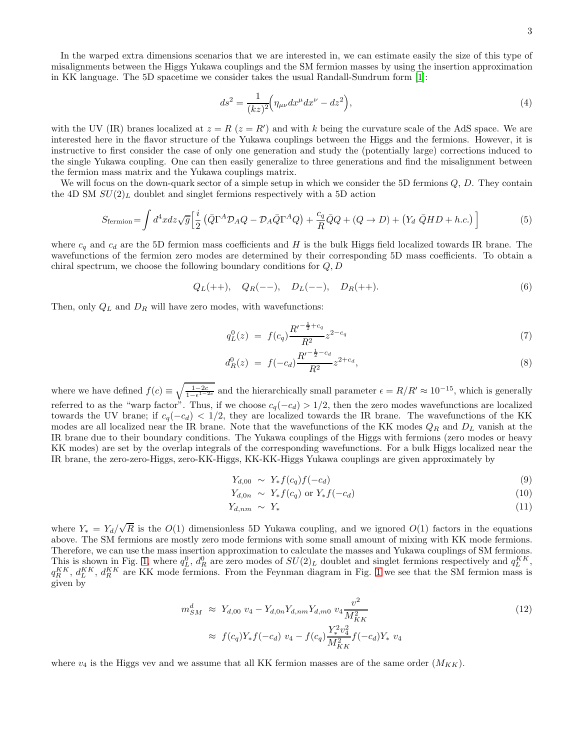In the warped extra dimensions scenarios that we are interested in, we can estimate easily the size of this type of misalignments between the Higgs Yukawa couplings and the SM fermion masses by using the insertion approximation in KK language. The 5D spacetime we consider takes the usual Randall-Sundrum form [1]:

$$ds^2 = \frac{1}{(kz)^2}\Big(\eta_{\mu\nu}dx^\mu dx^\nu - dz^2\Big), \tag{4}$$

with the UV (IR) branes localized at $z = R$ ($z = R'$) and with $k$ being the curvature scale of the AdS space. We are interested here in the flavor structure of the Yukawa couplings between the Higgs and the fermions. However, it is instructive to first consider the case of only one generation and study the (potentially large) corrections induced to the single Yukawa coupling. One can then easily generalize to three generations and find the misalignment between the fermion mass matrix and the Yukawa couplings matrix.

We will focus on the down-quark sector of a simple setup in which we consider the 5D fermions $Q$, $D$. They contain the 4D SM $SU(2)_L$ doublet and singlet fermions respectively with a 5D action

$$S_{\rm fermion} = \int d^4x dz \sqrt{g}\Big[\frac{i}{2}\left(\bar{Q}\Gamma^A\mathcal{D}_A Q - \mathcal{D}_A\bar{Q}\Gamma^A Q\right) + \frac{c_q}{R}\bar{Q}Q + (Q\to D) + \left(Y_d\ \bar{Q}HD + h.c.\right)\Big] \tag{5}$$

where $c_q$ and $c_d$ are the 5D fermion mass coefficients and $H$ is the bulk Higgs field localized towards IR brane. The wavefunctions of the fermion zero modes are determined by their corresponding 5D mass coefficients. To obtain a chiral spectrum, we choose the following boundary conditions for $Q, D$

$$Q_L(++), \quad Q_R(--), \quad D_L(--), \quad D_R(++). \tag{6}$$

Then, only $Q_L$ and $D_R$ will have zero modes, with wavefunctions:

$$q_L^0(z) \ = \ f(c_q)\frac{R'^{-\frac{1}{2}+c_q}}{R^2}z^{2-c_q} \tag{7}$$

$$d_R^0(z) \ = \ f(-c_d)\frac{R'^{-\frac{1}{2}-c_d}}{R^2}z^{2+c_d}, \tag{8}$$

where we have defined $f(c) \equiv \sqrt{\frac{1-2c}{1-\epsilon^{1-2c}}}$ and the hierarchically small parameter $\epsilon = R/R' \approx 10^{-15}$, which is generally referred to as the "warp factor". Thus, if we choose $c_q(-c_d) > 1/2$, then the zero modes wavefunctions are localized towards the UV brane; if $c_q(-c_d) < 1/2$, they are localized towards the IR brane. The wavefunctions of the KK modes are all localized near the IR brane. Note that the wavefunctions of the KK modes $Q_R$ and $D_L$ vanish at the IR brane due to their boundary conditions. The Yukawa couplings of the Higgs with fermions (zero modes or heavy KK modes) are set by the overlap integrals of the corresponding wavefunctions. For a bulk Higgs localized near the IR brane, the zero-zero-Higgs, zero-KK-Higgs, KK-KK-Higgs Yukawa couplings are given approximately by

$$Y_{d,00} \ \sim \ Y_* f(c_q)f(-c_d) \tag{9}$$

$$Y_{d,0n} \ \sim \ Y_* f(c_q) \text{ or } Y_* f(-c_d) \tag{10}$$

$$Y_{d,nm} \ \sim \ Y_* \tag{11}$$

where $Y_* = Y_d/\sqrt{R}$ is the $O(1)$ dimensionless 5D Yukawa coupling, and we ignored $O(1)$ factors in the equations above. The SM fermions are mostly zero mode fermions with some small amount of mixing with KK mode fermions. Therefore, we can use the mass insertion approximation to calculate the masses and Yukawa couplings of SM fermions. This is shown in Fig. 1, where $q_L^0$, $d_R^0$ are zero modes of $SU(2)_L$ doublet and singlet fermions respectively and $q_L^{KK}$, $q_R^{KK}$, $d_L^{KK}$, $d_R^{KK}$ are KK mode fermions. From the Feynman diagram in Fig. 1 we see that the SM fermion mass is given by

$$\begin{aligned} m_{SM}^d \ &\approx \ Y_{d,00}\ v_4 - Y_{d,0n}Y_{d,nm}Y_{d,m0}\ v_4\frac{v^2}{M_{KK}^2} \\ &\approx \ f(c_q)Y_* f(-c_d)\ v_4 - f(c_q)\frac{Y_*^2 v_4^2}{M_{KK}^2}f(-c_d)Y_*\ v_4 \end{aligned} \tag{12}$$

where $v_4$ is the Higgs vev and we assume that all KK fermion masses are of the same order ($M_{KK}$).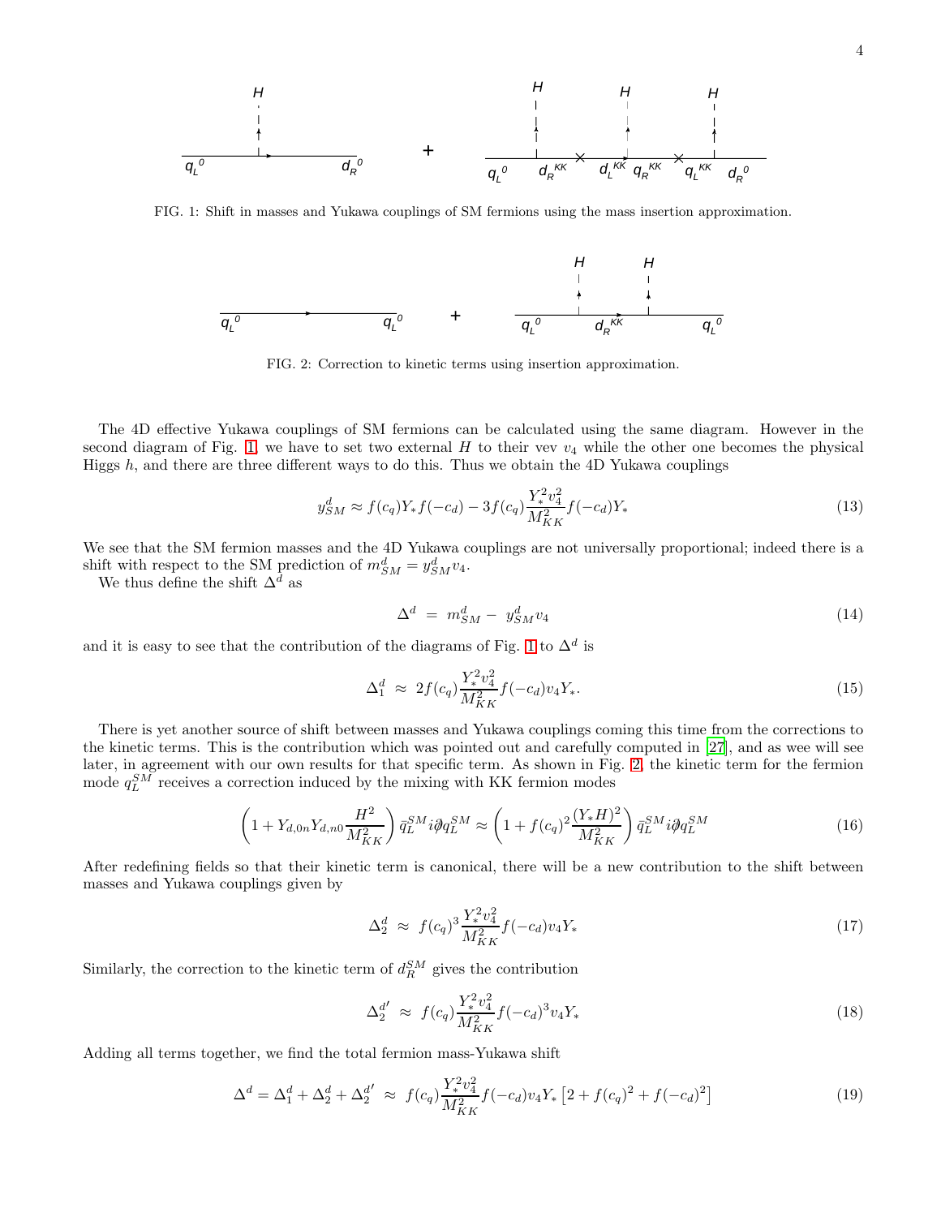FIG. 1: Shift in masses and Yukawa couplings of SM fermions using the mass insertion approximation.

FIG. 2: Correction to kinetic terms using insertion approximation.

The 4D effective Yukawa couplings of SM fermions can be calculated using the same diagram. However in the second diagram of Fig. 1, we have to set two external $H$ to their vev $v_4$ while the other one becomes the physical Higgs $h$, and there are three different ways to do this. Thus we obtain the 4D Yukawa couplings

$$y^d_{SM} \approx f(c_q) Y_* f(-c_d) - 3 f(c_q) \frac{Y_*^2 v_4^2}{M_{KK}^2} f(-c_d) Y_* \tag{13}$$

We see that the SM fermion masses and the 4D Yukawa couplings are not universally proportional; indeed there is a shift with respect to the SM prediction of $m^d_{SM} = y^d_{SM} v_4$.

We thus define the shift $\Delta^d$ as

$$\Delta^d \;=\; m^d_{SM} - \; y^d_{SM} v_4 \tag{14}$$

and it is easy to see that the contribution of the diagrams of Fig. 1 to $\Delta^d$ is

$$\Delta^d_1 \;\approx\; 2 f(c_q) \frac{Y_*^2 v_4^2}{M_{KK}^2} f(-c_d) v_4 Y_*. \tag{15}$$

There is yet another source of shift between masses and Yukawa couplings coming this time from the corrections to the kinetic terms. This is the contribution which was pointed out and carefully computed in [27], and as wee will see later, in agreement with our own results for that specific term. As shown in Fig. 2, the kinetic term for the fermion mode $q^{SM}_L$ receives a correction induced by the mixing with KK fermion modes

$$\left(1 + Y_{d,0n} Y_{d,n0} \frac{H^2}{M_{KK}^2}\right) \bar{q}^{SM}_L i\partial\!\!\!/ q^{SM}_L \approx \left(1 + f(c_q)^2 \frac{(Y_* H)^2}{M_{KK}^2}\right) \bar{q}^{SM}_L i\partial\!\!\!/ q^{SM}_L \tag{16}$$

After redefining fields so that their kinetic term is canonical, there will be a new contribution to the shift between masses and Yukawa couplings given by

$$\Delta^d_2 \;\approx\; f(c_q)^3 \frac{Y_*^2 v_4^2}{M_{KK}^2} f(-c_d) v_4 Y_* \tag{17}$$

Similarly, the correction to the kinetic term of $d^{SM}_R$ gives the contribution

$$\Delta^{d'}_2 \;\approx\; f(c_q) \frac{Y_*^2 v_4^2}{M_{KK}^2} f(-c_d)^3 v_4 Y_* \tag{18}$$

Adding all terms together, we find the total fermion mass-Yukawa shift

$$\Delta^d = \Delta^d_1 + \Delta^d_2 + \Delta^{d'}_2 \;\approx\; f(c_q) \frac{Y_*^2 v_4^2}{M_{KK}^2} f(-c_d) v_4 Y_* \left[2 + f(c_q)^2 + f(-c_d)^2\right] \tag{19}$$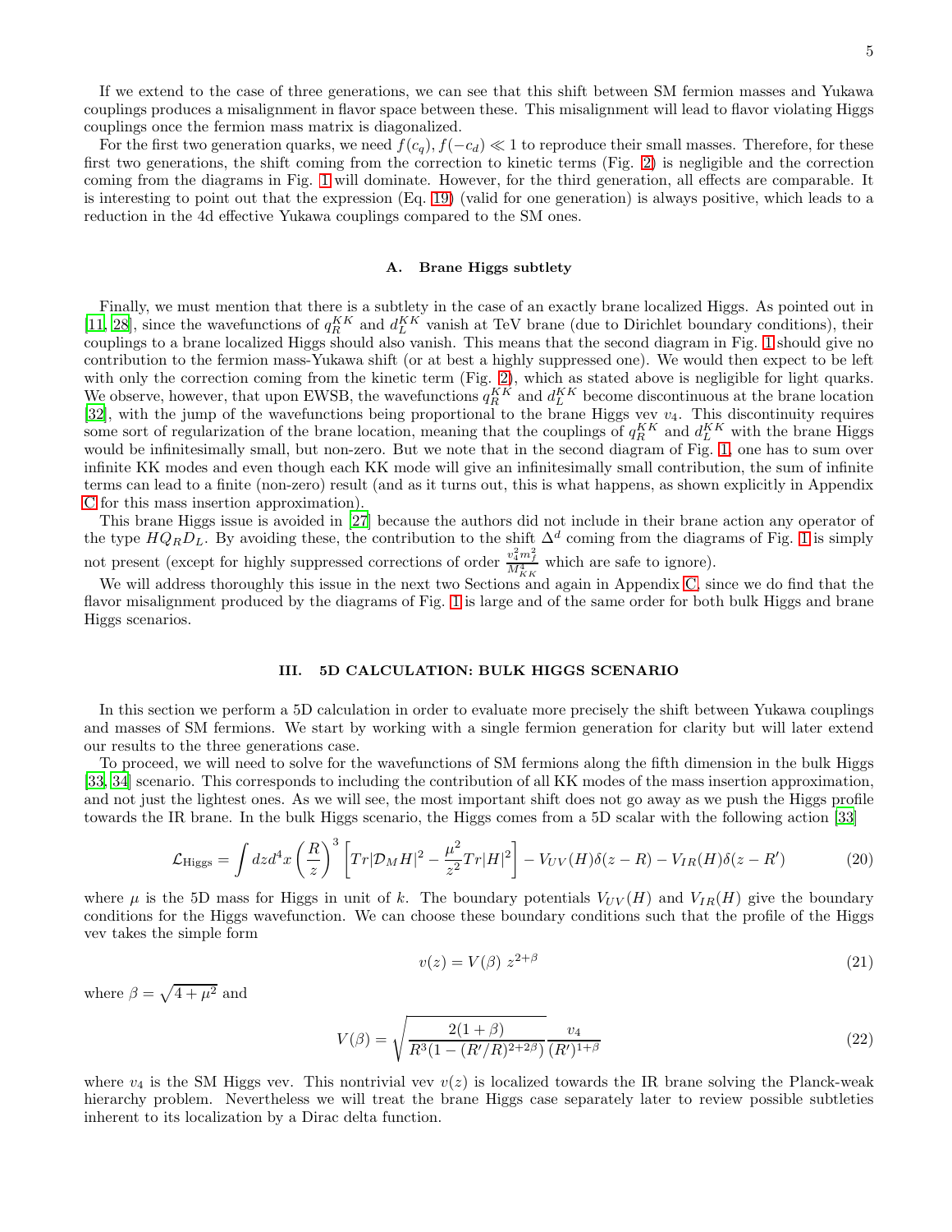If we extend to the case of three generations, we can see that this shift between SM fermion masses and Yukawa couplings produces a misalignment in flavor space between these. This misalignment will lead to flavor violating Higgs couplings once the fermion mass matrix is diagonalized.

For the first two generation quarks, we need $f(c_q), f(-c_d) \ll 1$ to reproduce their small masses. Therefore, for these first two generations, the shift coming from the correction to kinetic terms (Fig. 2) is negligible and the correction coming from the diagrams in Fig. 1 will dominate. However, for the third generation, all effects are comparable. It is interesting to point out that the expression (Eq. 19) (valid for one generation) is always positive, which leads to a reduction in the 4d effective Yukawa couplings compared to the SM ones.

### A. Brane Higgs subtlety

Finally, we must mention that there is a subtlety in the case of an exactly brane localized Higgs. As pointed out in [11, 28], since the wavefunctions of $q_R^{KK}$ and $d_L^{KK}$ vanish at TeV brane (due to Dirichlet boundary conditions), their couplings to a brane localized Higgs should also vanish. This means that the second diagram in Fig. 1 should give no contribution to the fermion mass-Yukawa shift (or at best a highly suppressed one). We would then expect to be left with only the correction coming from the kinetic term (Fig. 2), which as stated above is negligible for light quarks. We observe, however, that upon EWSB, the wavefunctions $q_R^{KK}$ and $d_L^{KK}$ become discontinuous at the brane location [32], with the jump of the wavefunctions being proportional to the brane Higgs vev $v_4$. This discontinuity requires some sort of regularization of the brane location, meaning that the couplings of $q_R^{KK}$ and $d_L^{KK}$ with the brane Higgs would be infinitesimally small, but non-zero. But we note that in the second diagram of Fig. 1, one has to sum over infinite KK modes and even though each KK mode will give an infinitesimally small contribution, the sum of infinite terms can lead to a finite (non-zero) result (and as it turns out, this is what happens, as shown explicitly in Appendix C for this mass insertion approximation).

This brane Higgs issue is avoided in [27] because the authors did not include in their brane action any operator of the type $HQ_RD_L$. By avoiding these, the contribution to the shift $\Delta^d$ coming from the diagrams of Fig. 1 is simply not present (except for highly suppressed corrections of order $\frac{v_4^2 m_f^2}{M_{KK}^4}$ which are safe to ignore).

We will address thoroughly this issue in the next two Sections and again in Appendix C, since we do find that the flavor misalignment produced by the diagrams of Fig. 1 is large and of the same order for both bulk Higgs and brane Higgs scenarios.

## III. 5D CALCULATION: BULK HIGGS SCENARIO

In this section we perform a 5D calculation in order to evaluate more precisely the shift between Yukawa couplings and masses of SM fermions. We start by working with a single fermion generation for clarity but will later extend our results to the three generations case.

To proceed, we will need to solve for the wavefunctions of SM fermions along the fifth dimension in the bulk Higgs [33, 34] scenario. This corresponds to including the contribution of all KK modes of the mass insertion approximation, and not just the lightest ones. As we will see, the most important shift does not go away as we push the Higgs profile towards the IR brane. In the bulk Higgs scenario, the Higgs comes from a 5D scalar with the following action [33]

$$\mathcal{L}_{\text{Higgs}} = \int dz d^4x \left(\frac{R}{z}\right)^3 \left[Tr|\mathcal{D}_M H|^2 - \frac{\mu^2}{z^2}Tr|H|^2\right] - V_{UV}(H)\delta(z-R) - V_{IR}(H)\delta(z-R') \tag{20}$$

where $\mu$ is the 5D mass for Higgs in unit of $k$. The boundary potentials $V_{UV}(H)$ and $V_{IR}(H)$ give the boundary conditions for the Higgs wavefunction. We can choose these boundary conditions such that the profile of the Higgs vev takes the simple form

$$v(z) = V(\beta)\; z^{2+\beta} \tag{21}$$

where $\beta = \sqrt{4+\mu^2}$ and

$$V(\beta) = \sqrt{\frac{2(1+\beta)}{R^3(1-(R'/R)^{2+2\beta})}}\frac{v_4}{(R')^{1+\beta}} \tag{22}$$

where $v_4$ is the SM Higgs vev. This nontrivial vev $v(z)$ is localized towards the IR brane solving the Planck-weak hierarchy problem. Nevertheless we will treat the brane Higgs case separately later to review possible subtleties inherent to its localization by a Dirac delta function.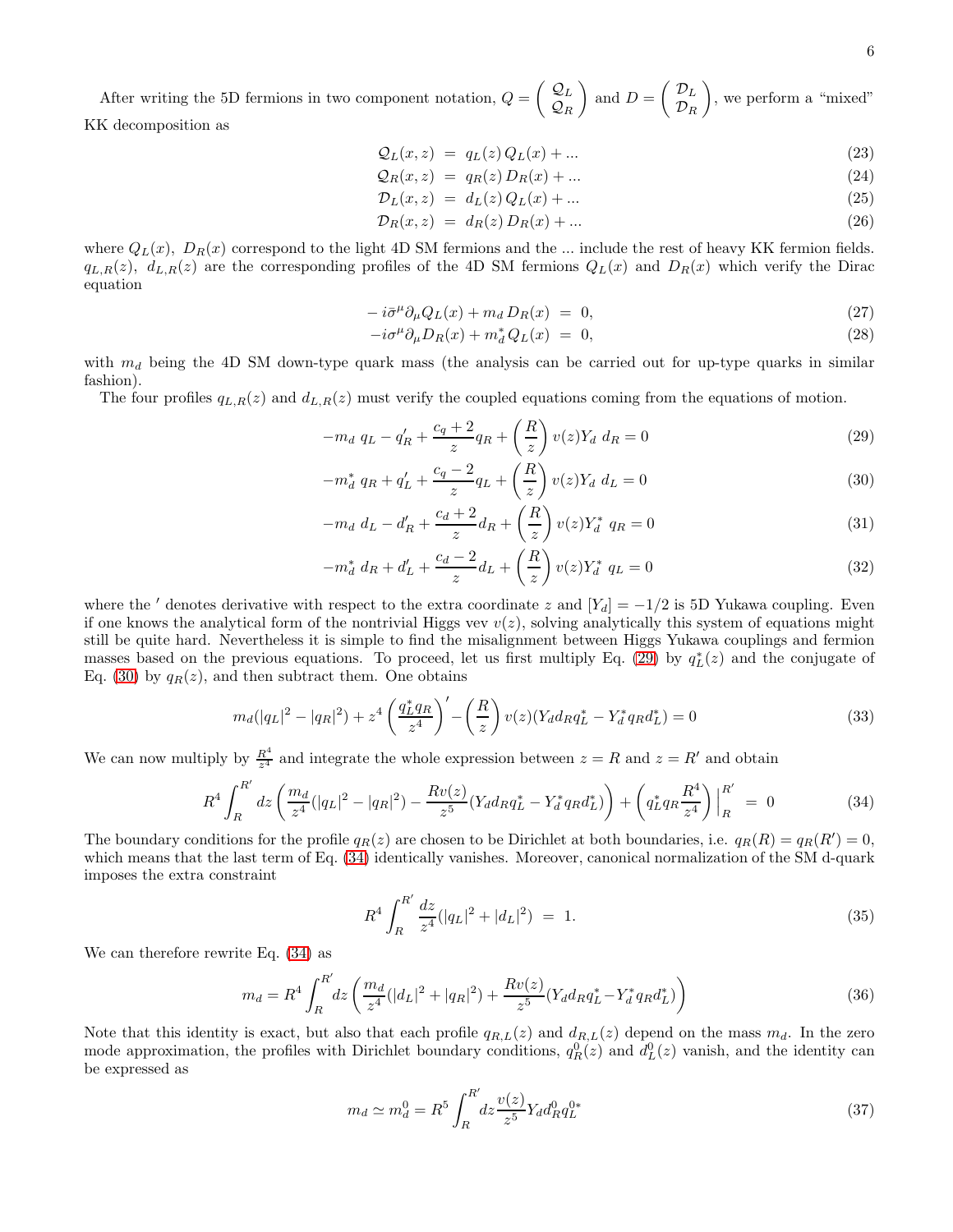After writing the 5D fermions in two component notation, $Q = \begin{pmatrix} \mathcal{Q}_L \\ \mathcal{Q}_R \end{pmatrix}$ and $D = \begin{pmatrix} \mathcal{D}_L \\ \mathcal{D}_R \end{pmatrix}$, we perform a "mixed" KK decomposition as

$$
\begin{aligned}
\mathcal{Q}_L(x,z) &= q_L(z)\, Q_L(x) + ... && (23)\\
\mathcal{Q}_R(x,z) &= q_R(z)\, D_R(x) + ... && (24)\\
\mathcal{D}_L(x,z) &= d_L(z)\, Q_L(x) + ... && (25)\\
\mathcal{D}_R(x,z) &= d_R(z)\, D_R(x) + ... && (26)
\end{aligned}
$$

where $Q_L(x)$, $D_R(x)$ correspond to the light 4D SM fermions and the ... include the rest of heavy KK fermion fields. $q_{L,R}(z)$, $d_{L,R}(z)$ are the corresponding profiles of the 4D SM fermions $Q_L(x)$ and $D_R(x)$ which verify the Dirac equation

$$
\begin{aligned}
-\, i\bar{\sigma}^\mu \partial_\mu Q_L(x) + m_d\, D_R(x) &= 0, && (27)\\
-i\sigma^\mu \partial_\mu D_R(x) + m_d^*\, Q_L(x) &= 0, && (28)
\end{aligned}
$$

with $m_d$ being the 4D SM down-type quark mass (the analysis can be carried out for up-type quarks in similar fashion).

The four profiles $q_{L,R}(z)$ and $d_{L,R}(z)$ must verify the coupled equations coming from the equations of motion.

$$
-m_d\ q_L - q_R' + \frac{c_q+2}{z} q_R + \left(\frac{R}{z}\right) v(z) Y_d\ d_R = 0 \qquad (29)
$$

$$
-m_d^*\ q_R + q_L' + \frac{c_q-2}{z} q_L + \left(\frac{R}{z}\right) v(z) Y_d\ d_L = 0 \qquad (30)
$$

$$
-m_d\ d_L - d_R' + \frac{c_d+2}{z} d_R + \left(\frac{R}{z}\right) v(z) Y_d^*\ q_R = 0 \qquad (31)
$$

$$
-m_d^*\ d_R + d_L' + \frac{c_d-2}{z} d_L + \left(\frac{R}{z}\right) v(z) Y_d^*\ q_L = 0 \qquad (32)
$$

where the $'$ denotes derivative with respect to the extra coordinate $z$ and $[Y_d] = -1/2$ is 5D Yukawa coupling. Even if one knows the analytical form of the nontrivial Higgs vev $v(z)$, solving analytically this system of equations might still be quite hard. Nevertheless it is simple to find the misalignment between Higgs Yukawa couplings and fermion masses based on the previous equations. To proceed, let us first multiply Eq. (29) by $q_L^*(z)$ and the conjugate of Eq. (30) by $q_R(z)$, and then subtract them. One obtains

$$
m_d(|q_L|^2 - |q_R|^2) + z^4 \left(\frac{q_L^* q_R}{z^4}\right)' - \left(\frac{R}{z}\right) v(z)(Y_d d_R q_L^* - Y_d^* q_R d_L^*) = 0 \qquad (33)
$$

We can now multiply by $\frac{R^4}{z^4}$ and integrate the whole expression between $z = R$ and $z = R'$ and obtain

$$
R^4 \int_R^{R'} dz \left( \frac{m_d}{z^4}(|q_L|^2 - |q_R|^2) - \frac{R v(z)}{z^5}(Y_d d_R q_L^* - Y_d^* q_R d_L^*) \right) + \left( q_L^* q_R \frac{R^4}{z^4} \right)\Big|_R^{R'} = 0 \qquad (34)
$$

The boundary conditions for the profile $q_R(z)$ are chosen to be Dirichlet at both boundaries, i.e. $q_R(R) = q_R(R') = 0$, which means that the last term of Eq. (34) identically vanishes. Moreover, canonical normalization of the SM d-quark imposes the extra constraint

$$
R^4 \int_R^{R'} \frac{dz}{z^4}(|q_L|^2 + |d_L|^2) = 1. \qquad (35)
$$

We can therefore rewrite Eq. (34) as

$$
m_d = R^4 \int_R^{R'} dz \left( \frac{m_d}{z^4}(|d_L|^2 + |q_R|^2) + \frac{R v(z)}{z^5}(Y_d d_R q_L^* - Y_d^* q_R d_L^*) \right) \qquad (36)
$$

Note that this identity is exact, but also that each profile $q_{R,L}(z)$ and $d_{R,L}(z)$ depend on the mass $m_d$. In the zero mode approximation, the profiles with Dirichlet boundary conditions, $q_R^0(z)$ and $d_L^0(z)$ vanish, and the identity can be expressed as

$$
m_d \simeq m_d^0 = R^5 \int_R^{R'} dz \frac{v(z)}{z^5} Y_d d_R^0 q_L^{0*} \qquad (37)
$$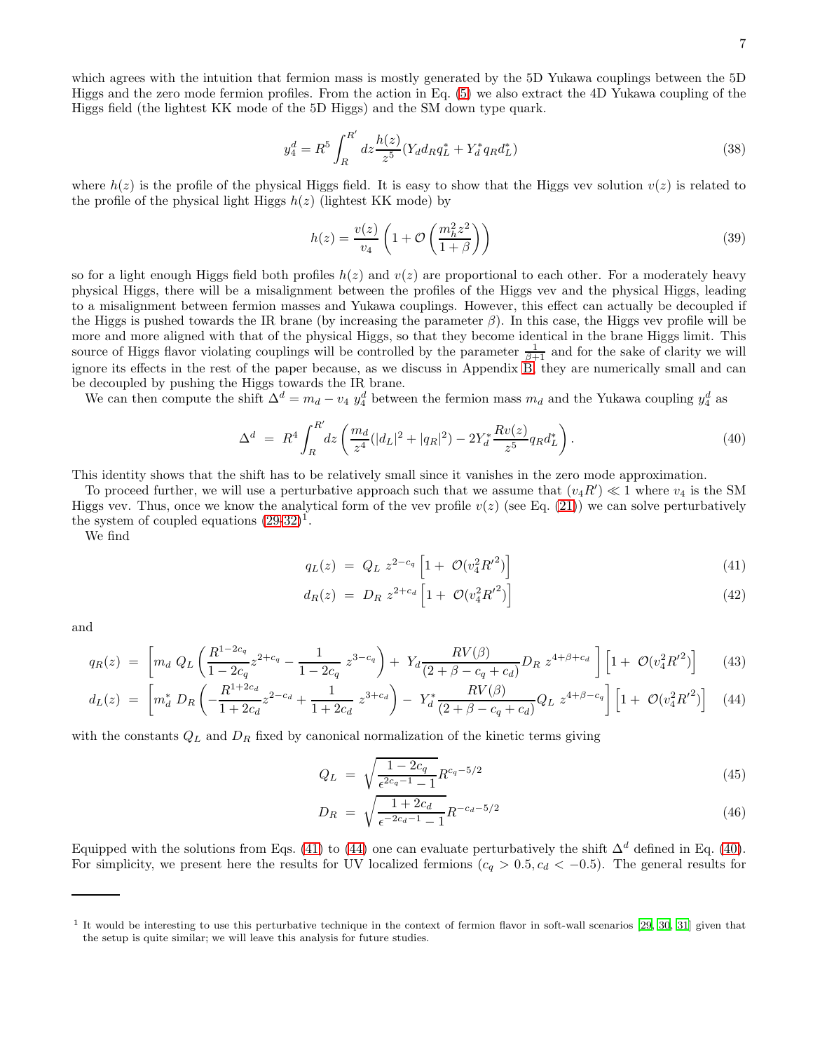which agrees with the intuition that fermion mass is mostly generated by the 5D Yukawa couplings between the 5D Higgs and the zero mode fermion profiles. From the action in Eq. (5) we also extract the 4D Yukawa coupling of the Higgs field (the lightest KK mode of the 5D Higgs) and the SM down type quark.

$$y_4^d = R^5 \int_R^{R'} dz \frac{h(z)}{z^5} (Y_d d_R q_L^* + Y_d^* q_R d_L^*) \tag{38}$$

where $h(z)$ is the profile of the physical Higgs field. It is easy to show that the Higgs vev solution $v(z)$ is related to the profile of the physical light Higgs $h(z)$ (lightest KK mode) by

$$h(z) = \frac{v(z)}{v_4} \left( 1 + \mathcal{O}\left( \frac{m_h^2 z^2}{1+\beta} \right) \right) \tag{39}$$

so for a light enough Higgs field both profiles $h(z)$ and $v(z)$ are proportional to each other. For a moderately heavy physical Higgs, there will be a misalignment between the profiles of the Higgs vev and the physical Higgs, leading to a misalignment between fermion masses and Yukawa couplings. However, this effect can actually be decoupled if the Higgs is pushed towards the IR brane (by increasing the parameter $\beta$). In this case, the Higgs vev profile will be more and more aligned with that of the physical Higgs, so that they become identical in the brane Higgs limit. This source of Higgs flavor violating couplings will be controlled by the parameter $\frac{1}{\beta+1}$ and for the sake of clarity we will ignore its effects in the rest of the paper because, as we discuss in Appendix B, they are numerically small and can be decoupled by pushing the Higgs towards the IR brane.

We can then compute the shift $\Delta^d = m_d - v_4 \; y_4^d$ between the fermion mass $m_d$ and the Yukawa coupling $y_4^d$ as

$$\Delta^d \;=\; R^4 \int_R^{R'} dz \left( \frac{m_d}{z^4} (|d_L|^2 + |q_R|^2) - 2 Y_d^* \frac{R v(z)}{z^5} q_R d_L^* \right). \tag{40}$$

This identity shows that the shift has to be relatively small since it vanishes in the zero mode approximation.

To proceed further, we will use a perturbative approach such that we assume that $(v_4 R') \ll 1$ where $v_4$ is the SM Higgs vev. Thus, once we know the analytical form of the vev profile $v(z)$ (see Eq. (21)) we can solve perturbatively the system of coupled equations (29-32)[1].

We find

$$q_L(z) \;=\; Q_L \; z^{2-c_q} \left[ 1 + \; \mathcal{O}(v_4^2 {R'}^2) \right] \tag{41}$$

$$d_R(z) \;=\; D_R \; z^{2+c_d} \left[ 1 + \; \mathcal{O}(v_4^2 {R'}^2) \right] \tag{42}$$

and

$$q_R(z) \;=\; \left[ m_d \; Q_L \left( \frac{R^{1-2c_q}}{1-2c_q} z^{2+c_q} - \frac{1}{1-2c_q} \; z^{3-c_q} \right) + \; Y_d \frac{R V(\beta)}{(2+\beta-c_q+c_d)} D_R \; z^{4+\beta+c_d} \; \right] \left[ 1 + \; \mathcal{O}(v_4^2 {R'}^2) \right] \tag{43}$$

$$d_L(z) \;=\; \left[ m_d^* \; D_R \left( -\frac{R^{1+2c_d}}{1+2c_d} z^{2-c_d} + \frac{1}{1+2c_d} \; z^{3+c_d} \right) - \; Y_d^* \frac{R V(\beta)}{(2+\beta-c_q+c_d)} Q_L \; z^{4+\beta-c_q} \right] \left[ 1 + \; \mathcal{O}(v_4^2 {R'}^2) \right] \tag{44}$$

with the constants $Q_L$ and $D_R$ fixed by canonical normalization of the kinetic terms giving

$$Q_L \;=\; \sqrt{\frac{1-2c_q}{\epsilon^{2c_q-1}-1}} R^{c_q - 5/2} \tag{45}$$

$$D_R \;=\; \sqrt{\frac{1+2c_d}{\epsilon^{-2c_d-1}-1}} R^{-c_d - 5/2} \tag{46}$$

Equipped with the solutions from Eqs. (41) to (44) one can evaluate perturbatively the shift $\Delta^d$ defined in Eq. (40). For simplicity, we present here the results for UV localized fermions ($c_q > 0.5, c_d < -0.5$). The general results for

---

[1] It would be interesting to use this perturbative technique in the context of fermion flavor in soft-wall scenarios [29, 30, 31] given that the setup is quite similar; we will leave this analysis for future studies.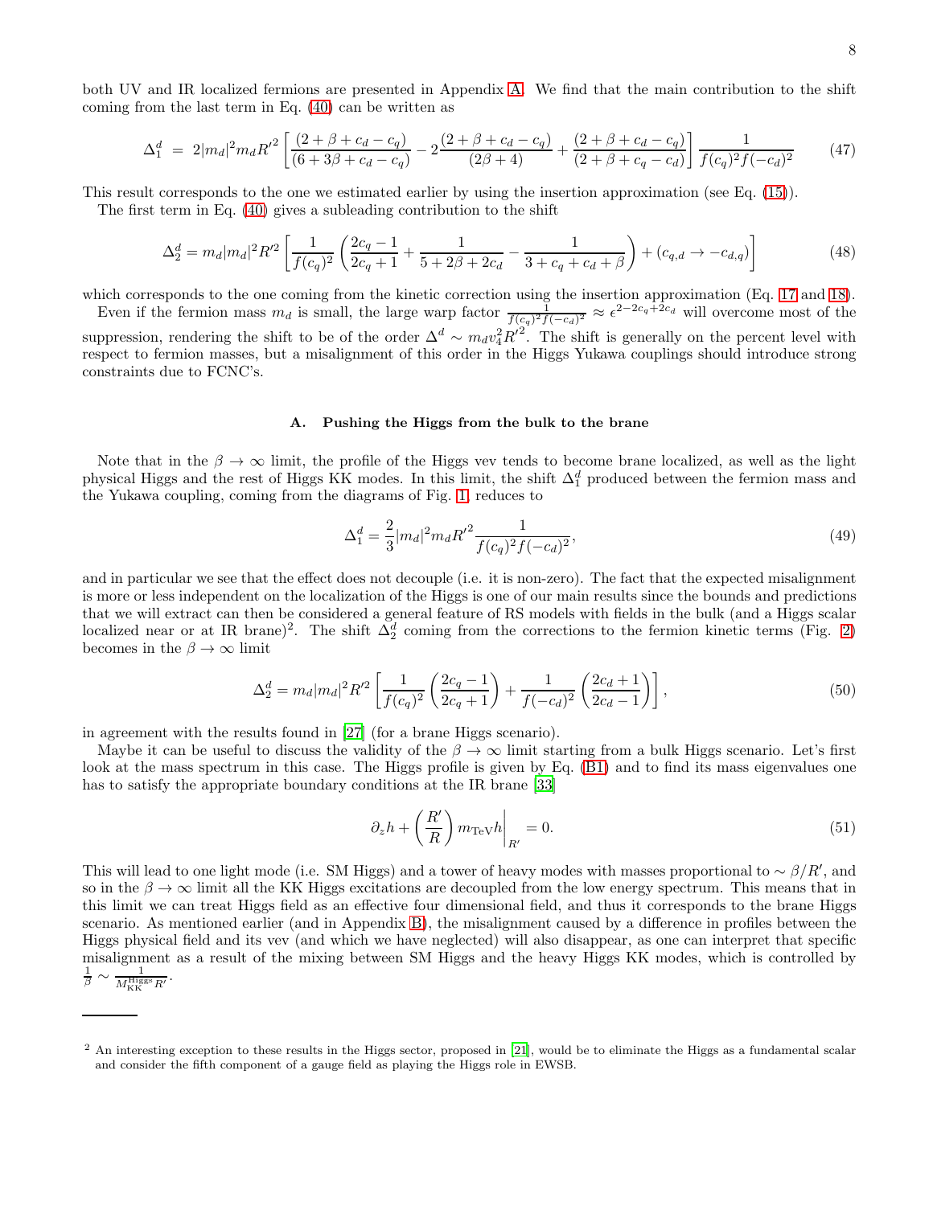both UV and IR localized fermions are presented in Appendix A. We find that the main contribution to the shift coming from the last term in Eq. (40) can be written as

$$\Delta_1^d = 2|m_d|^2 m_d R'^2 \left[\frac{(2+\beta+c_d-c_q)}{(6+3\beta+c_d-c_q)} - 2\frac{(2+\beta+c_d-c_q)}{(2\beta+4)} + \frac{(2+\beta+c_d-c_q)}{(2+\beta+c_q-c_d)}\right]\frac{1}{f(c_q)^2 f(-c_d)^2} \tag{47}$$

This result corresponds to the one we estimated earlier by using the insertion approximation (see Eq. (15)).

The first term in Eq. (40) gives a subleading contribution to the shift

$$\Delta_2^d = m_d|m_d|^2 R'^2 \left[\frac{1}{f(c_q)^2}\left(\frac{2c_q-1}{2c_q+1} + \frac{1}{5+2\beta+2c_d} - \frac{1}{3+c_q+c_d+\beta}\right) + (c_{q,d}\to -c_{d,q})\right] \tag{48}$$

which corresponds to the one coming from the kinetic correction using the insertion approximation (Eq. 17 and 18).

Even if the fermion mass $m_d$ is small, the large warp factor $\frac{1}{f(c_q)^2 f(-c_d)^2} \approx \epsilon^{2-2c_q+2c_d}$ will overcome most of the suppression, rendering the shift to be of the order $\Delta^d \sim m_d v_4^2 R'^2$. The shift is generally on the percent level with respect to fermion masses, but a misalignment of this order in the Higgs Yukawa couplings should introduce strong constraints due to FCNC's.

### A. Pushing the Higgs from the bulk to the brane

Note that in the $\beta\to\infty$ limit, the profile of the Higgs vev tends to become brane localized, as well as the light physical Higgs and the rest of Higgs KK modes. In this limit, the shift $\Delta_1^d$ produced between the fermion mass and the Yukawa coupling, coming from the diagrams of Fig. 1, reduces to

$$\Delta_1^d = \frac{2}{3}|m_d|^2 m_d R'^2 \frac{1}{f(c_q)^2 f(-c_d)^2}, \tag{49}$$

and in particular we see that the effect does not decouple (i.e. it is non-zero). The fact that the expected misalignment is more or less independent on the localization of the Higgs is one of our main results since the bounds and predictions that we will extract can then be considered a general feature of RS models with fields in the bulk (and a Higgs scalar localized near or at IR brane)[2]. The shift $\Delta_2^d$ coming from the corrections to the fermion kinetic terms (Fig. 2) becomes in the $\beta\to\infty$ limit

$$\Delta_2^d = m_d|m_d|^2 R'^2 \left[\frac{1}{f(c_q)^2}\left(\frac{2c_q-1}{2c_q+1}\right) + \frac{1}{f(-c_d)^2}\left(\frac{2c_d+1}{2c_d-1}\right)\right], \tag{50}$$

in agreement with the results found in [27] (for a brane Higgs scenario).

Maybe it can be useful to discuss the validity of the $\beta\to\infty$ limit starting from a bulk Higgs scenario. Let's first look at the mass spectrum in this case. The Higgs profile is given by Eq. (B1) and to find its mass eigenvalues one has to satisfy the appropriate boundary conditions at the IR brane [33]

$$\partial_z h + \left(\frac{R'}{R}\right) m_{\rm TeV} h\bigg|_{R'} = 0. \tag{51}$$

This will lead to one light mode (i.e. SM Higgs) and a tower of heavy modes with masses proportional to $\sim \beta/R'$, and so in the $\beta\to\infty$ limit all the KK Higgs excitations are decoupled from the low energy spectrum. This means that in this limit we can treat Higgs field as an effective four dimensional field, and thus it corresponds to the brane Higgs scenario. As mentioned earlier (and in Appendix B), the misalignment caused by a difference in profiles between the Higgs physical field and its vev (and which we have neglected) will also disappear, as one can interpret that specific misalignment as a result of the mixing between SM Higgs and the heavy Higgs KK modes, which is controlled by $\frac{1}{\beta} \sim \frac{1}{M_{\rm KK}^{\rm Higgs} R'}$.

---

[2] An interesting exception to these results in the Higgs sector, proposed in [21], would be to eliminate the Higgs as a fundamental scalar and consider the fifth component of a gauge field as playing the Higgs role in EWSB.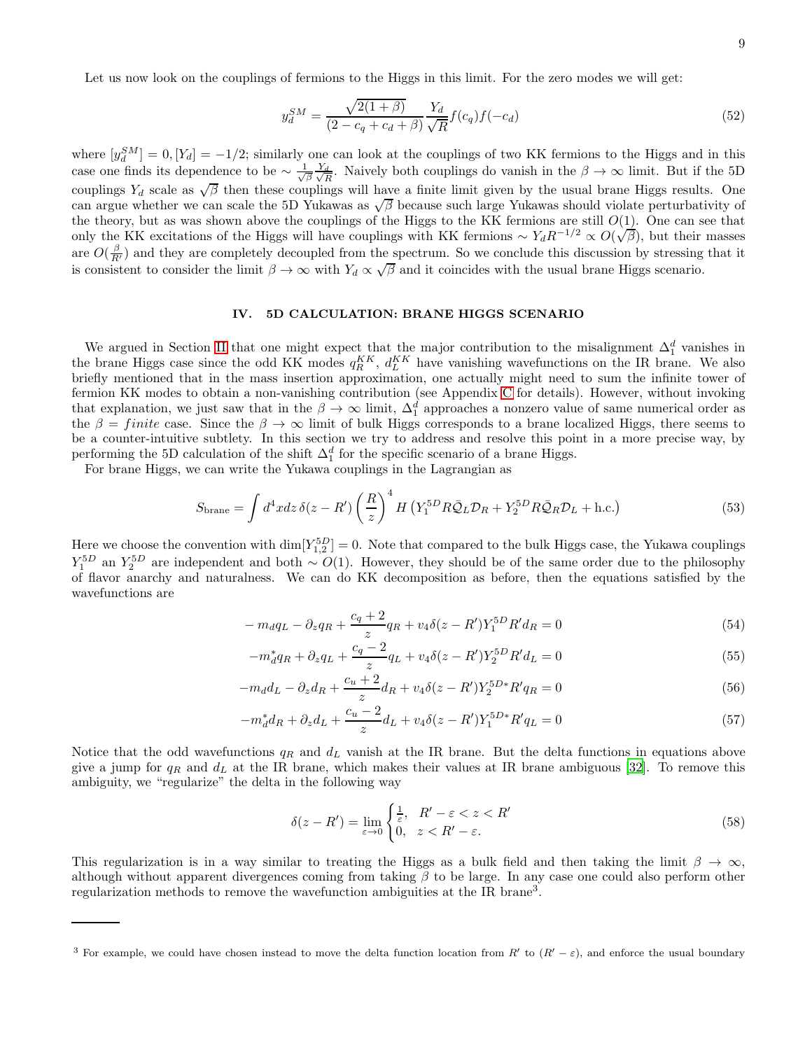Let us now look on the couplings of fermions to the Higgs in this limit. For the zero modes we will get:

$$y_d^{SM} = \frac{\sqrt{2(1+\beta)}}{(2 - c_q + c_d + \beta)} \frac{Y_d}{\sqrt{R}} f(c_q) f(-c_d) \tag{52}$$

where $[y_d^{SM}] = 0, [Y_d] = -1/2$; similarly one can look at the couplings of two KK fermions to the Higgs and in this case one finds its dependence to be $\sim \frac{1}{\sqrt{\beta}} \frac{Y_d}{\sqrt{R}}$. Naively both couplings do vanish in the $\beta \to \infty$ limit. But if the 5D couplings $Y_d$ scale as $\sqrt{\beta}$ then these couplings will have a finite limit given by the usual brane Higgs results. One can argue whether we can scale the 5D Yukawas as $\sqrt{\beta}$ because such large Yukawas should violate perturbativity of the theory, but as was shown above the couplings of the Higgs to the KK fermions are still $O(1)$. One can see that only the KK excitations of the Higgs will have couplings with KK fermions $\sim Y_d R^{-1/2} \propto O(\sqrt{\beta})$, but their masses are $O(\frac{\beta}{R'})$ and they are completely decoupled from the spectrum. So we conclude this discussion by stressing that it is consistent to consider the limit $\beta \to \infty$ with $Y_d \propto \sqrt{\beta}$ and it coincides with the usual brane Higgs scenario.

## IV. 5D CALCULATION: BRANE HIGGS SCENARIO

We argued in Section II that one might expect that the major contribution to the misalignment $\Delta_1^d$ vanishes in the brane Higgs case since the odd KK modes $q_R^{KK}$, $d_L^{KK}$ have vanishing wavefunctions on the IR brane. We also briefly mentioned that in the mass insertion approximation, one actually might need to sum the infinite tower of fermion KK modes to obtain a non-vanishing contribution (see Appendix C for details). However, without invoking that explanation, we just saw that in the $\beta \to \infty$ limit, $\Delta_1^d$ approaches a nonzero value of same numerical order as the $\beta = finite$ case. Since the $\beta \to \infty$ limit of bulk Higgs corresponds to a brane localized Higgs, there seems to be a counter-intuitive subtlety. In this section we try to address and resolve this point in a more precise way, by performing the 5D calculation of the shift $\Delta_1^d$ for the specific scenario of a brane Higgs.

For brane Higgs, we can write the Yukawa couplings in the Lagrangian as

$$S_{\text{brane}} = \int d^4x dz\, \delta(z - R') \left(\frac{R}{z}\right)^4 H \left(Y_1^{5D} R \bar{\mathcal{Q}}_L \mathcal{D}_R + Y_2^{5D} R \bar{\mathcal{Q}}_R \mathcal{D}_L + \text{h.c.}\right) \tag{53}$$

Here we choose the convention with $\dim[Y_{1,2}^{5D}] = 0$. Note that compared to the bulk Higgs case, the Yukawa couplings $Y_1^{5D}$ an $Y_2^{5D}$ are independent and both $\sim O(1)$. However, they should be of the same order due to the philosophy of flavor anarchy and naturalness. We can do KK decomposition as before, then the equations satisfied by the wavefunctions are

$$-m_d q_L - \partial_z q_R + \frac{c_q + 2}{z} q_R + v_4 \delta(z - R') Y_1^{5D} R' d_R = 0 \tag{54}$$

$$-m_d^* q_R + \partial_z q_L + \frac{c_q - 2}{z} q_L + v_4 \delta(z - R') Y_2^{5D} R' d_L = 0 \tag{55}$$

$$-m_d d_L - \partial_z d_R + \frac{c_u + 2}{z} d_R + v_4 \delta(z - R') Y_2^{5D*} R' q_R = 0 \tag{56}$$

$$-m_d^* d_R + \partial_z d_L + \frac{c_u - 2}{z} d_L + v_4 \delta(z - R') Y_1^{5D*} R' q_L = 0 \tag{57}$$

Notice that the odd wavefunctions $q_R$ and $d_L$ vanish at the IR brane. But the delta functions in equations above give a jump for $q_R$ and $d_L$ at the IR brane, which makes their values at IR brane ambiguous [32]. To remove this ambiguity, we "regularize" the delta in the following way

$$\delta(z - R') = \lim_{\varepsilon \to 0} \begin{cases} \frac{1}{\varepsilon}, & R' - \varepsilon < z < R' \\ 0, & z < R' - \varepsilon. \end{cases} \tag{58}$$

This regularization is in a way similar to treating the Higgs as a bulk field and then taking the limit $\beta \to \infty$, although without apparent divergences coming from taking $\beta$ to be large. In any case one could also perform other regularization methods to remove the wavefunction ambiguities at the IR brane[3].

[3] For example, we could have chosen instead to move the delta function location from $R'$ to $(R' - \varepsilon)$, and enforce the usual boundary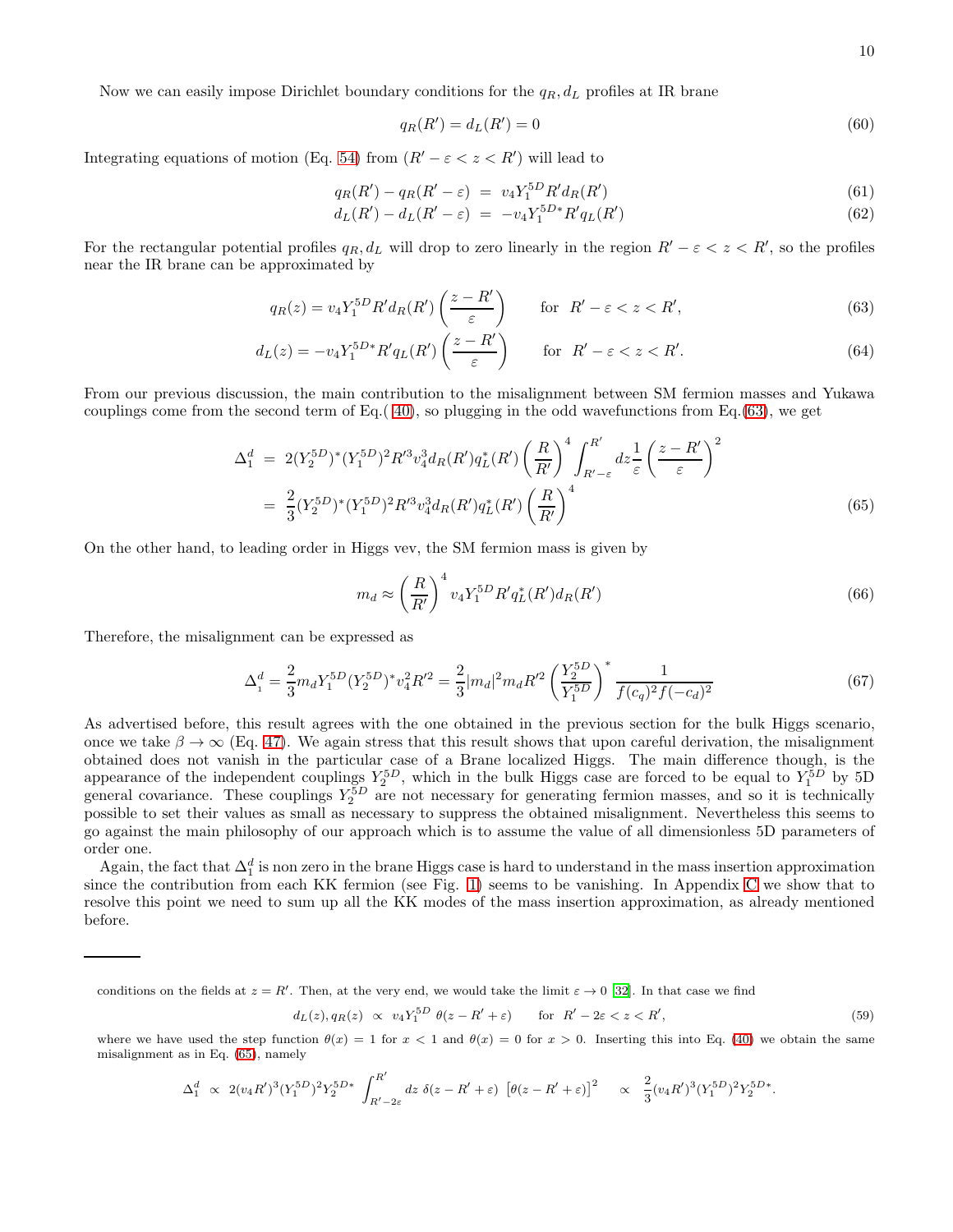Now we can easily impose Dirichlet boundary conditions for the $q_R, d_L$ profiles at IR brane

$$
q_R(R') = d_L(R') = 0 \tag{60}
$$

Integrating equations of motion (Eq. 54) from $(R' - \varepsilon < z < R')$ will lead to

$$
\begin{aligned}
q_R(R') - q_R(R' - \varepsilon) &= v_4 Y_1^{5D} R' d_R(R') \qquad (61)\\
d_L(R') - d_L(R' - \varepsilon) &= -v_4 Y_1^{5D*} R' q_L(R') \qquad (62)
\end{aligned}
$$

For the rectangular potential profiles $q_R, d_L$ will drop to zero linearly in the region $R' - \varepsilon < z < R'$, so the profiles near the IR brane can be approximated by

$$
q_R(z) = v_4 Y_1^{5D} R' d_R(R') \left(\frac{z - R'}{\varepsilon}\right) \qquad \text{for } \; R' - \varepsilon < z < R', \tag{63}
$$

$$
d_L(z) = -v_4 Y_1^{5D*} R' q_L(R') \left(\frac{z - R'}{\varepsilon}\right) \qquad \text{for } \; R' - \varepsilon < z < R'. \tag{64}
$$

From our previous discussion, the main contribution to the misalignment between SM fermion masses and Yukawa couplings come from the second term of Eq.( 40), so plugging in the odd wavefunctions from Eq.(63), we get

$$
\begin{aligned}
\Delta_1^d &= 2 (Y_2^{5D})^* (Y_1^{5D})^2 R'^3 v_4^3 d_R(R') q_L^*(R') \left(\frac{R}{R'}\right)^4 \int_{R'-\varepsilon}^{R'} dz \frac{1}{\varepsilon} \left(\frac{z - R'}{\varepsilon}\right)^2 \\
&= \frac{2}{3} (Y_2^{5D})^* (Y_1^{5D})^2 R'^3 v_4^3 d_R(R') q_L^*(R') \left(\frac{R}{R'}\right)^4 \qquad (65)
\end{aligned}
$$

On the other hand, to leading order in Higgs vev, the SM fermion mass is given by

$$
m_d \approx \left(\frac{R}{R'}\right)^4 v_4 Y_1^{5D} R' q_L^*(R') d_R(R') \tag{66}
$$

Therefore, the misalignment can be expressed as

$$
\Delta_1^d = \frac{2}{3} m_d Y_1^{5D} (Y_2^{5D})^* v_4^2 R'^2 = \frac{2}{3} |m_d|^2 m_d R'^2 \left(\frac{Y_2^{5D}}{Y_1^{5D}}\right)^* \frac{1}{f(c_q)^2 f(-c_d)^2} \tag{67}
$$

As advertised before, this result agrees with the one obtained in the previous section for the bulk Higgs scenario, once we take $\beta \to \infty$ (Eq. 47). We again stress that this result shows that upon careful derivation, the misalignment obtained does not vanish in the particular case of a Brane localized Higgs. The main difference though, is the appearance of the independent couplings $Y_2^{5D}$, which in the bulk Higgs case are forced to be equal to $Y_1^{5D}$ by 5D general covariance. These couplings $Y_2^{5D}$ are not necessary for generating fermion masses, and so it is technically possible to set their values as small as necessary to suppress the obtained misalignment. Nevertheless this seems to go against the main philosophy of our approach which is to assume the value of all dimensionless 5D parameters of order one.

Again, the fact that $\Delta_1^d$ is non zero in the brane Higgs case is hard to understand in the mass insertion approximation since the contribution from each KK fermion (see Fig. 1) seems to be vanishing. In Appendix C we show that to resolve this point we need to sum up all the KK modes of the mass insertion approximation, as already mentioned before.

---

conditions on the fields at $z = R'$. Then, at the very end, we would take the limit $\varepsilon \to 0$ [32]. In that case we find

$$
d_L(z), q_R(z) \;\propto\; v_4 Y_1^{5D}\, \theta(z - R' + \varepsilon) \qquad \text{for } \; R' - 2\varepsilon < z < R', \tag{59}
$$

where we have used the step function $\theta(x) = 1$ for $x < 1$ and $\theta(x) = 0$ for $x > 0$. Inserting this into Eq. (40) we obtain the same misalignment as in Eq. (65), namely

$$
\Delta_1^d \;\propto\; 2 (v_4 R')^3 (Y_1^{5D})^2 Y_2^{5D*} \int_{R'-2\varepsilon}^{R'} dz\, \delta(z - R' + \varepsilon)\, \left[\theta(z - R' + \varepsilon)\right]^2 \quad \propto\; \frac{2}{3} (v_4 R')^3 (Y_1^{5D})^2 Y_2^{5D*}.
$$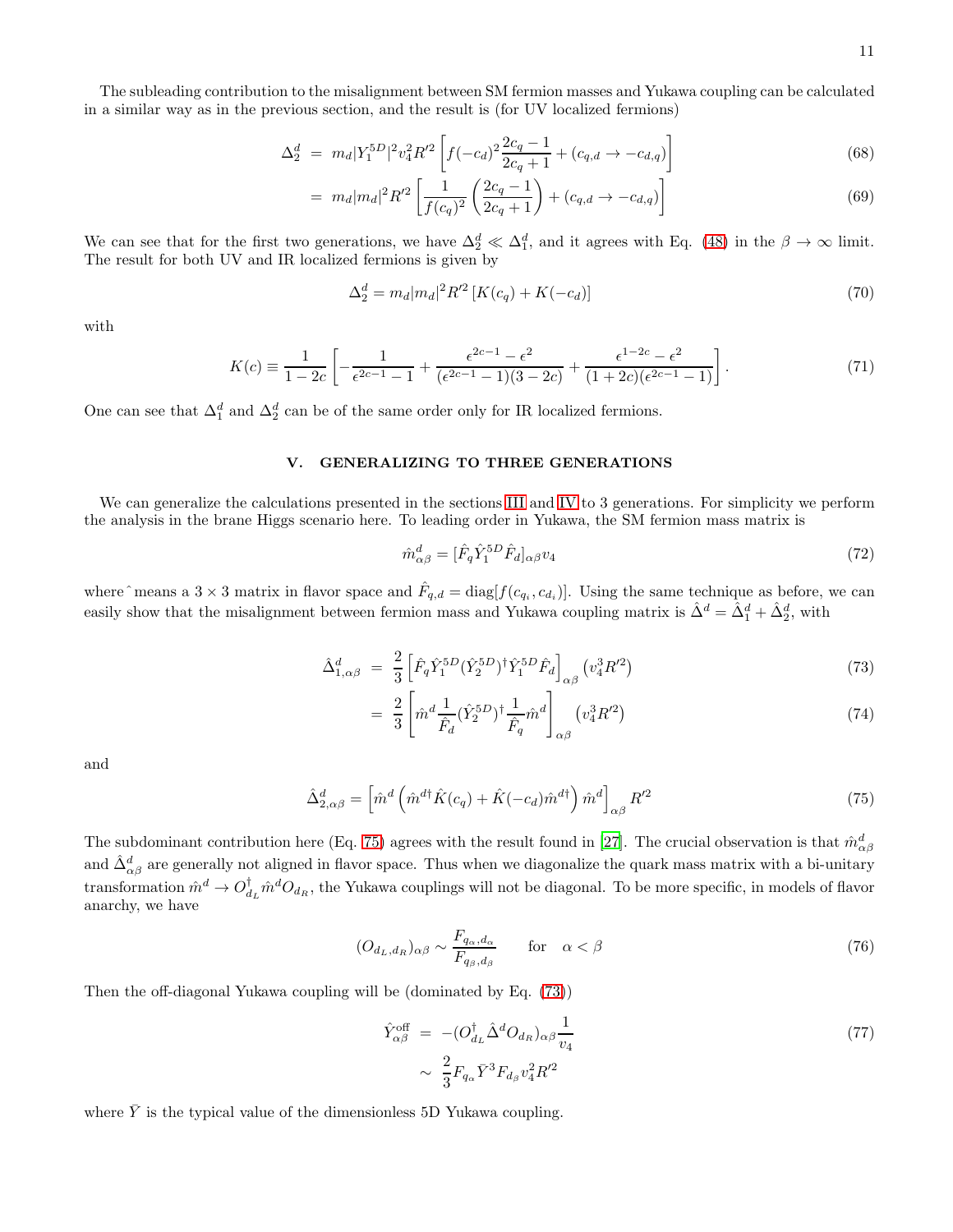The subleading contribution to the misalignment between SM fermion masses and Yukawa coupling can be calculated in a similar way as in the previous section, and the result is (for UV localized fermions)

$$
\begin{aligned}
\Delta_2^d &= m_d |Y_1^{5D}|^2 v_4^2 R'^2 \left[ f(-c_d)^2 \frac{2c_q - 1}{2c_q + 1} + (c_{q,d} \to -c_{d,q}) \right] \qquad (68) \\
&= m_d |m_d|^2 R'^2 \left[ \frac{1}{f(c_q)^2} \left( \frac{2c_q - 1}{2c_q + 1} \right) + (c_{q,d} \to -c_{d,q}) \right] \qquad (69)
\end{aligned}
$$

We can see that for the first two generations, we have $\Delta_2^d \ll \Delta_1^d$, and it agrees with Eq. (48) in the $\beta \to \infty$ limit. The result for both UV and IR localized fermions is given by

$$
\Delta_2^d = m_d |m_d|^2 R'^2 \left[ K(c_q) + K(-c_d) \right] \qquad (70)
$$

with

$$
K(c) \equiv \frac{1}{1-2c} \left[ -\frac{1}{\epsilon^{2c-1} - 1} + \frac{\epsilon^{2c-1} - \epsilon^2}{(\epsilon^{2c-1} - 1)(3 - 2c)} + \frac{\epsilon^{1-2c} - \epsilon^2}{(1+2c)(\epsilon^{2c-1} - 1)} \right]. \qquad (71)
$$

One can see that $\Delta_1^d$ and $\Delta_2^d$ can be of the same order only for IR localized fermions.

## V. GENERALIZING TO THREE GENERATIONS

We can generalize the calculations presented in the sections III and IV to 3 generations. For simplicity we perform the analysis in the brane Higgs scenario here. To leading order in Yukawa, the SM fermion mass matrix is

$$
\hat{m}^d_{\alpha\beta} = [\hat{F}_q \hat{Y}_1^{5D} \hat{F}_d]_{\alpha\beta} v_4 \qquad (72)
$$

where $\hat{}$ means a $3 \times 3$ matrix in flavor space and $\hat{F}_{q,d} = \mathrm{diag}[f(c_{q_i}, c_{d_i})]$. Using the same technique as before, we can easily show that the misalignment between fermion mass and Yukawa coupling matrix is $\hat{\Delta}^d = \hat{\Delta}_1^d + \hat{\Delta}_2^d$, with

$$
\begin{aligned}
\hat{\Delta}^d_{1,\alpha\beta} &= \frac{2}{3} \left[ \hat{F}_q \hat{Y}_1^{5D} (\hat{Y}_2^{5D})^\dagger \hat{Y}_1^{5D} \hat{F}_d \right]_{\alpha\beta} \left( v_4^3 R'^2 \right) \qquad (73) \\
&= \frac{2}{3} \left[ \hat{m}^d \frac{1}{\hat{F}_d} (\hat{Y}_2^{5D})^\dagger \frac{1}{\hat{F}_q} \hat{m}^d \right]_{\alpha\beta} \left( v_4^3 R'^2 \right) \qquad (74)
\end{aligned}
$$

and

$$
\hat{\Delta}^d_{2,\alpha\beta} = \left[ \hat{m}^d \left( \hat{m}^{d\dagger} \hat{K}(c_q) + \hat{K}(-c_d) \hat{m}^{d\dagger} \right) \hat{m}^d \right]_{\alpha\beta} R'^2 \qquad (75)
$$

The subdominant contribution here (Eq. 75) agrees with the result found in [27]. The crucial observation is that $\hat{m}^d_{\alpha\beta}$ and $\hat{\Delta}^d_{\alpha\beta}$ are generally not aligned in flavor space. Thus when we diagonalize the quark mass matrix with a bi-unitary transformation $\hat{m}^d \to O^\dagger_{d_L} \hat{m}^d O_{d_R}$, the Yukawa couplings will not be diagonal. To be more specific, in models of flavor anarchy, we have

$$
(O_{d_L, d_R})_{\alpha\beta} \sim \frac{F_{q_\alpha, d_\alpha}}{F_{q_\beta, d_\beta}} \qquad \text{for} \quad \alpha < \beta \qquad (76)
$$

Then the off-diagonal Yukawa coupling will be (dominated by Eq. (73))

$$
\begin{aligned}
\hat{Y}^{\text{off}}_{\alpha\beta} &= -(O^\dagger_{d_L} \hat{\Delta}^d O_{d_R})_{\alpha\beta} \frac{1}{v_4} \qquad (77) \\
&\sim \frac{2}{3} F_{q_\alpha} \bar{Y}^3 F_{d_\beta} v_4^2 R'^2
\end{aligned}
$$

where $\bar{Y}$ is the typical value of the dimensionless 5D Yukawa coupling.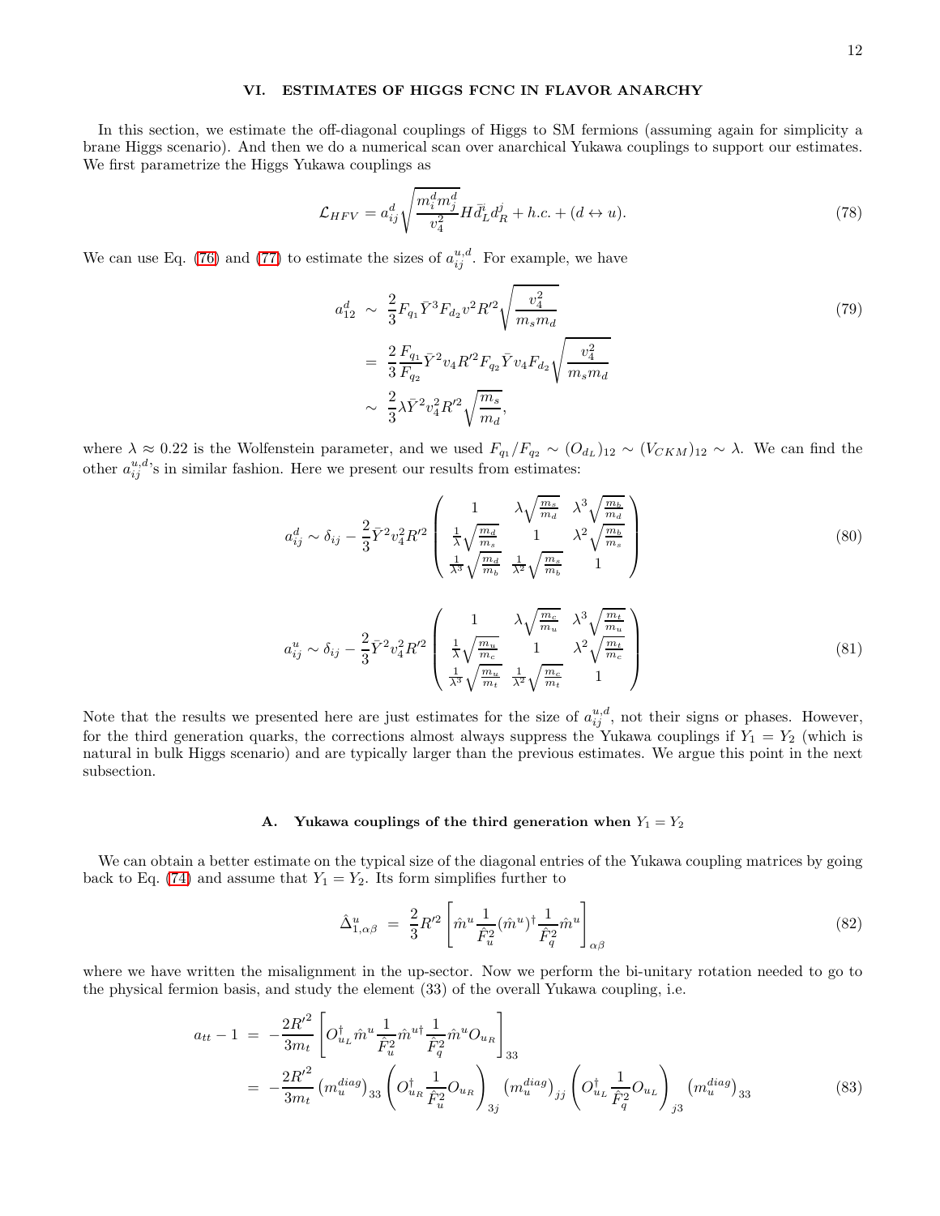## VI. ESTIMATES OF HIGGS FCNC IN FLAVOR ANARCHY

In this section, we estimate the off-diagonal couplings of Higgs to SM fermions (assuming again for simplicity a brane Higgs scenario). And then we do a numerical scan over anarchical Yukawa couplings to support our estimates. We first parametrize the Higgs Yukawa couplings as

$$\mathcal{L}_{HFV} = a^d_{ij}\sqrt{\frac{m^d_i m^d_j}{v_4^2}} H \bar{d}^i_L d^j_R + h.c. + (d \leftrightarrow u). \tag{78}$$

We can use Eq. (76) and (77) to estimate the sizes of $a^{u,d}_{ij}$. For example, we have

$$\begin{aligned} a^d_{12} &\sim \frac{2}{3} F_{q_1} \bar{Y}^3 F_{d_2} v^2 R'^2 \sqrt{\frac{v_4^2}{m_s m_d}} \\ &= \frac{2}{3}\frac{F_{q_1}}{F_{q_2}} \bar{Y}^2 v_4 R'^2 F_{q_2} \bar{Y} v_4 F_{d_2} \sqrt{\frac{v_4^2}{m_s m_d}} \\ &\sim \frac{2}{3}\lambda \bar{Y}^2 v_4^2 R'^2 \sqrt{\frac{m_s}{m_d}}, \end{aligned} \tag{79}$$

where $\lambda \approx 0.22$ is the Wolfenstein parameter, and we used $F_{q_1}/F_{q_2} \sim (O_{d_L})_{12} \sim (V_{CKM})_{12} \sim \lambda$. We can find the other $a^{u,d}_{ij}$'s in similar fashion. Here we present our results from estimates:

$$a^d_{ij} \sim \delta_{ij} - \frac{2}{3}\bar{Y}^2 v_4^2 R'^2 \begin{pmatrix} 1 & \lambda\sqrt{\frac{m_s}{m_d}} & \lambda^3\sqrt{\frac{m_b}{m_d}} \\ \frac{1}{\lambda}\sqrt{\frac{m_d}{m_s}} & 1 & \lambda^2\sqrt{\frac{m_b}{m_s}} \\ \frac{1}{\lambda^3}\sqrt{\frac{m_d}{m_b}} & \frac{1}{\lambda^2}\sqrt{\frac{m_s}{m_b}} & 1 \end{pmatrix} \tag{80}$$

$$a^u_{ij} \sim \delta_{ij} - \frac{2}{3}\bar{Y}^2 v_4^2 R'^2 \begin{pmatrix} 1 & \lambda\sqrt{\frac{m_c}{m_u}} & \lambda^3\sqrt{\frac{m_t}{m_u}} \\ \frac{1}{\lambda}\sqrt{\frac{m_u}{m_c}} & 1 & \lambda^2\sqrt{\frac{m_t}{m_c}} \\ \frac{1}{\lambda^3}\sqrt{\frac{m_u}{m_t}} & \frac{1}{\lambda^2}\sqrt{\frac{m_c}{m_t}} & 1 \end{pmatrix} \tag{81}$$

Note that the results we presented here are just estimates for the size of $a^{u,d}_{ij}$, not their signs or phases. However, for the third generation quarks, the corrections almost always suppress the Yukawa couplings if $Y_1 = Y_2$ (which is natural in bulk Higgs scenario) and are typically larger than the previous estimates. We argue this point in the next subsection.

### A. Yukawa couplings of the third generation when $Y_1 = Y_2$

We can obtain a better estimate on the typical size of the diagonal entries of the Yukawa coupling matrices by going back to Eq. (74) and assume that $Y_1 = Y_2$. Its form simplifies further to

$$\hat{\Delta}^u_{1,\alpha\beta} = \frac{2}{3}R'^2\left[\hat{m}^u \frac{1}{\hat{F}_u^2}(\hat{m}^u)^\dagger \frac{1}{\hat{F}_q^2}\hat{m}^u\right]_{\alpha\beta} \tag{82}$$

where we have written the misalignment in the up-sector. Now we perform the bi-unitary rotation needed to go to the physical fermion basis, and study the element (33) of the overall Yukawa coupling, i.e.

$$\begin{aligned} a_{tt} - 1 &= -\frac{2R'^2}{3m_t}\left[O^\dagger_{u_L}\hat{m}^u \frac{1}{\hat{F}_u^2}\hat{m}^{u\dagger}\frac{1}{\hat{F}_q^2}\hat{m}^u O_{u_R}\right]_{33} \\ &= -\frac{2R'^2}{3m_t}\left(m^{diag}_u\right)_{33}\left(O^\dagger_{u_R}\frac{1}{\hat{F}_u^2}O_{u_R}\right)_{3j}\left(m^{diag}_u\right)_{jj}\left(O^\dagger_{u_L}\frac{1}{\hat{F}_q^2}O_{u_L}\right)_{j3}\left(m^{diag}_u\right)_{33} \end{aligned} \tag{83}$$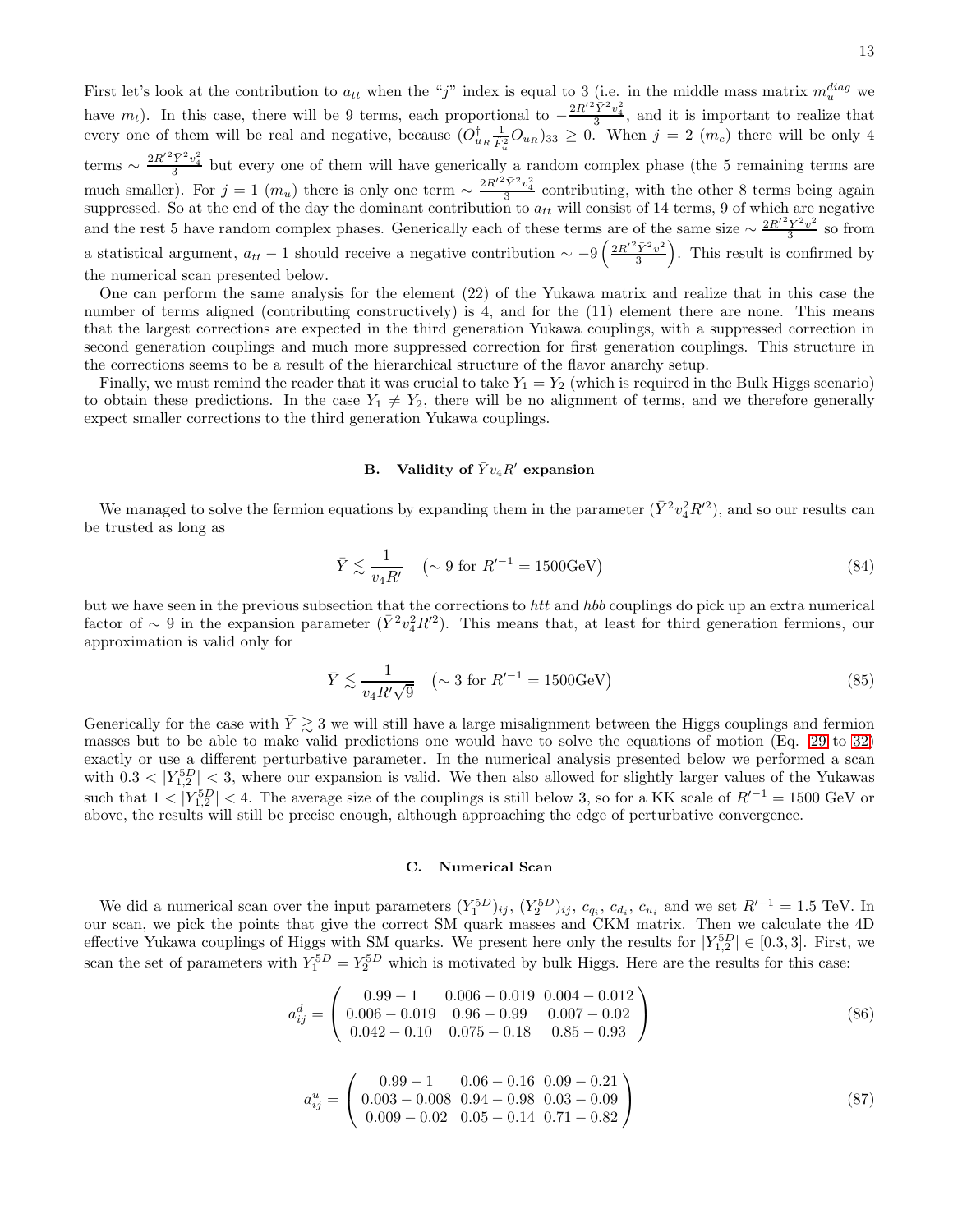First let's look at the contribution to $a_{tt}$ when the "$j$" index is equal to 3 (i.e. in the middle mass matrix $m_u^{diag}$ we have $m_t$). In this case, there will be 9 terms, each proportional to $-\frac{2R'^2\bar{Y}^2v_4^2}{3}$, and it is important to realize that every one of them will be real and negative, because $(O_{u_R}^\dagger \frac{1}{F_u^2} O_{u_R})_{33} \geq 0$. When $j = 2$ ($m_c$) there will be only 4 terms $\sim \frac{2R'^2\bar{Y}^2v_4^2}{3}$ but every one of them will have generically a random complex phase (the 5 remaining terms are much smaller). For $j = 1$ ($m_u$) there is only one term $\sim \frac{2R'^2\bar{Y}^2v_4^2}{3}$ contributing, with the other 8 terms being again suppressed. So at the end of the day the dominant contribution to $a_{tt}$ will consist of 14 terms, 9 of which are negative and the rest 5 have random complex phases. Generically each of these terms are of the same size $\sim \frac{2R'^2\bar{Y}^2v^2}{3}$ so from a statistical argument, $a_{tt} - 1$ should receive a negative contribution $\sim -9\left(\frac{2R'^2\bar{Y}^2v^2}{3}\right)$. This result is confirmed by the numerical scan presented below.

One can perform the same analysis for the element (22) of the Yukawa matrix and realize that in this case the number of terms aligned (contributing constructively) is 4, and for the (11) element there are none. This means that the largest corrections are expected in the third generation Yukawa couplings, with a suppressed correction in second generation couplings and much more suppressed correction for first generation couplings. This structure in the corrections seems to be a result of the hierarchical structure of the flavor anarchy setup.

Finally, we must remind the reader that it was crucial to take $Y_1 = Y_2$ (which is required in the Bulk Higgs scenario) to obtain these predictions. In the case $Y_1 \neq Y_2$, there will be no alignment of terms, and we therefore generally expect smaller corrections to the third generation Yukawa couplings.

### B. Validity of $\bar{Y}v_4R'$ expansion

We managed to solve the fermion equations by expanding them in the parameter $(\bar{Y}^2v_4^2R'^2)$, and so our results can be trusted as long as

$$\bar{Y} \lesssim \frac{1}{v_4R'} \quad \left(\sim 9 \text{ for } R'^{-1} = 1500\text{GeV}\right) \tag{84}$$

but we have seen in the previous subsection that the corrections to $htt$ and $hbb$ couplings do pick up an extra numerical factor of $\sim 9$ in the expansion parameter $(\bar{Y}^2v_4^2R'^2)$. This means that, at least for third generation fermions, our approximation is valid only for

$$\bar{Y} \lesssim \frac{1}{v_4R'\sqrt{9}} \quad \left(\sim 3 \text{ for } R'^{-1} = 1500\text{GeV}\right) \tag{85}$$

Generically for the case with $\bar{Y} \gtrsim 3$ we will still have a large misalignment between the Higgs couplings and fermion masses but to be able to make valid predictions one would have to solve the equations of motion (Eq. 29 to 32) exactly or use a different perturbative parameter. In the numerical analysis presented below we performed a scan with $0.3 < |Y_{1,2}^{5D}| < 3$, where our expansion is valid. We then also allowed for slightly larger values of the Yukawas such that $1 < |Y_{1,2}^{5D}| < 4$. The average size of the couplings is still below 3, so for a KK scale of $R'^{-1} = 1500$ GeV or above, the results will still be precise enough, although approaching the edge of perturbative convergence.

### C. Numerical Scan

We did a numerical scan over the input parameters $(Y_1^{5D})_{ij}$, $(Y_2^{5D})_{ij}$, $c_{q_i}$, $c_{d_i}$, $c_{u_i}$ and we set $R'^{-1} = 1.5$ TeV. In our scan, we pick the points that give the correct SM quark masses and CKM matrix. Then we calculate the 4D effective Yukawa couplings of Higgs with SM quarks. We present here only the results for $|Y_{1,2}^{5D}| \in [0.3, 3]$. First, we scan the set of parameters with $Y_1^{5D} = Y_2^{5D}$ which is motivated by bulk Higgs. Here are the results for this case:

$$a_{ij}^d = \begin{pmatrix} 0.99-1 & 0.006-0.019 & 0.004-0.012 \\ 0.006-0.019 & 0.96-0.99 & 0.007-0.02 \\ 0.042-0.10 & 0.075-0.18 & 0.85-0.93 \end{pmatrix} \tag{86}$$

$$a_{ij}^u = \begin{pmatrix} 0.99-1 & 0.06-0.16 & 0.09-0.21 \\ 0.003-0.008 & 0.94-0.98 & 0.03-0.09 \\ 0.009-0.02 & 0.05-0.14 & 0.71-0.82 \end{pmatrix} \tag{87}$$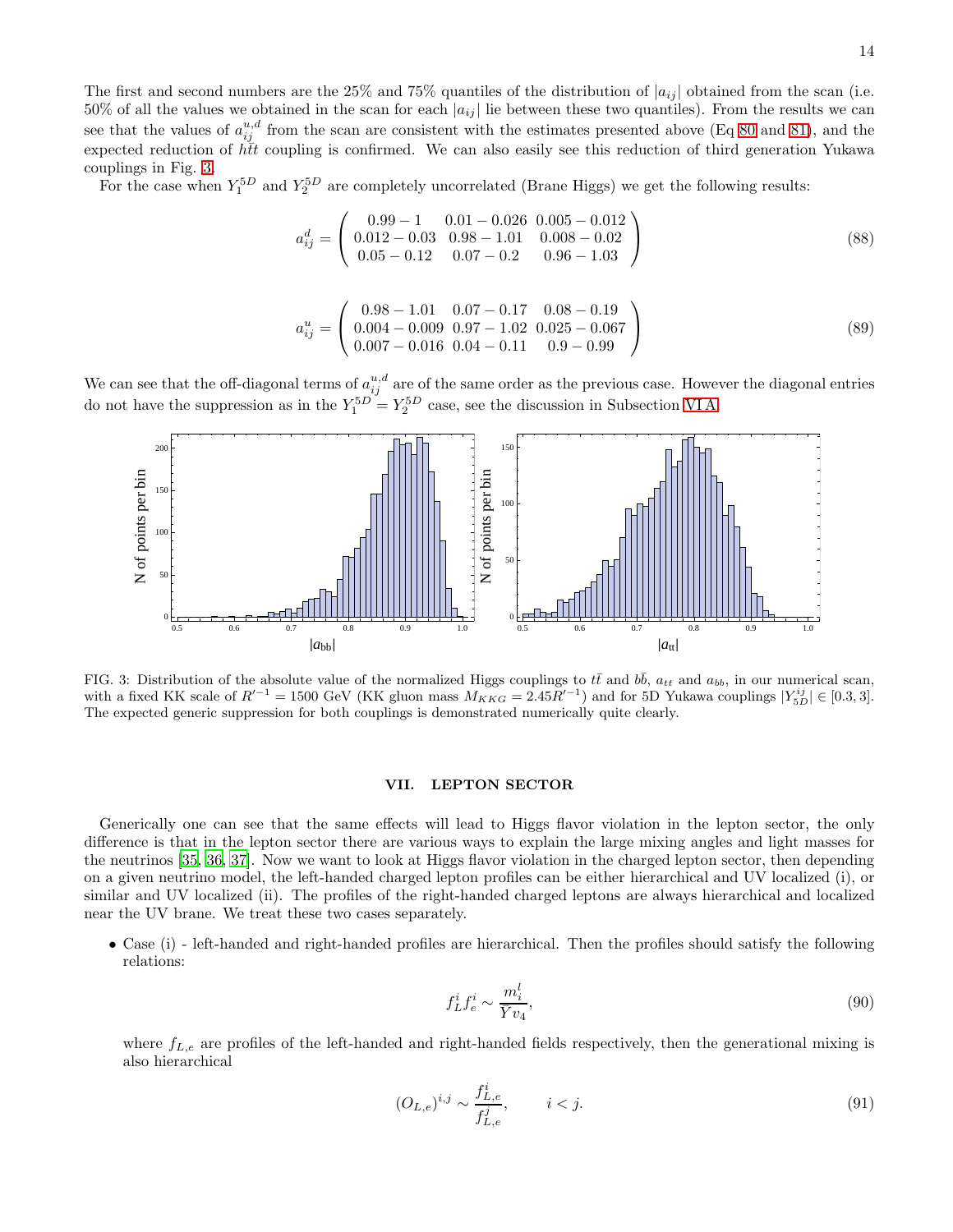The first and second numbers are the 25% and 75% quantiles of the distribution of $|a_{ij}|$ obtained from the scan (i.e. 50% of all the values we obtained in the scan for each $|a_{ij}|$ lie between these two quantiles). From the results we can see that the values of $a_{ij}^{u,d}$ from the scan are consistent with the estimates presented above (Eq 80 and 81), and the expected reduction of $h\bar{t}t$ coupling is confirmed. We can also easily see this reduction of third generation Yukawa couplings in Fig. 3.

For the case when $Y_1^{5D}$ and $Y_2^{5D}$ are completely uncorrelated (Brane Higgs) we get the following results:

$$a_{ij}^d = \begin{pmatrix} 0.99-1 & 0.01-0.026 & 0.005-0.012 \\ 0.012-0.03 & 0.98-1.01 & 0.008-0.02 \\ 0.05-0.12 & 0.07-0.2 & 0.96-1.03 \end{pmatrix} \tag{88}$$

$$a_{ij}^u = \begin{pmatrix} 0.98-1.01 & 0.07-0.17 & 0.08-0.19 \\ 0.004-0.009 & 0.97-1.02 & 0.025-0.067 \\ 0.007-0.016 & 0.04-0.11 & 0.9-0.99 \end{pmatrix} \tag{89}$$

We can see that the off-diagonal terms of $a_{ij}^{u,d}$ are of the same order as the previous case. However the diagonal entries do not have the suppression as in the $Y_1^{5D} = Y_2^{5D}$ case, see the discussion in Subsection VI A.

FIG. 3: Distribution of the absolute value of the normalized Higgs couplings to $t\bar{t}$ and $b\bar{b}$, $a_{tt}$ and $a_{bb}$, in our numerical scan, with a fixed KK scale of $R'^{-1} = 1500$ GeV (KK gluon mass $M_{KKG} = 2.45R'^{-1}$) and for 5D Yukawa couplings $|Y_{5D}^{ij}| \in [0.3, 3]$. The expected generic suppression for both couplings is demonstrated numerically quite clearly.

## VII. LEPTON SECTOR

Generically one can see that the same effects will lead to Higgs flavor violation in the lepton sector, the only difference is that in the lepton sector there are various ways to explain the large mixing angles and light masses for the neutrinos [35, 36, 37]. Now we want to look at Higgs flavor violation in the charged lepton sector, then depending on a given neutrino model, the left-handed charged lepton profiles can be either hierarchical and UV localized (i), or similar and UV localized (ii). The profiles of the right-handed charged leptons are always hierarchical and localized near the UV brane. We treat these two cases separately.

- Case (i) - left-handed and right-handed profiles are hierarchical. Then the profiles should satisfy the following relations:

$$f_L^i f_e^i \sim \frac{m_i^l}{Y v_4}, \tag{90}$$

where $f_{L,e}$ are profiles of the left-handed and right-handed fields respectively, then the generational mixing is also hierarchical

$$(O_{L,e})^{i,j} \sim \frac{f_{L,e}^i}{f_{L,e}^j}, \qquad i < j. \tag{91}$$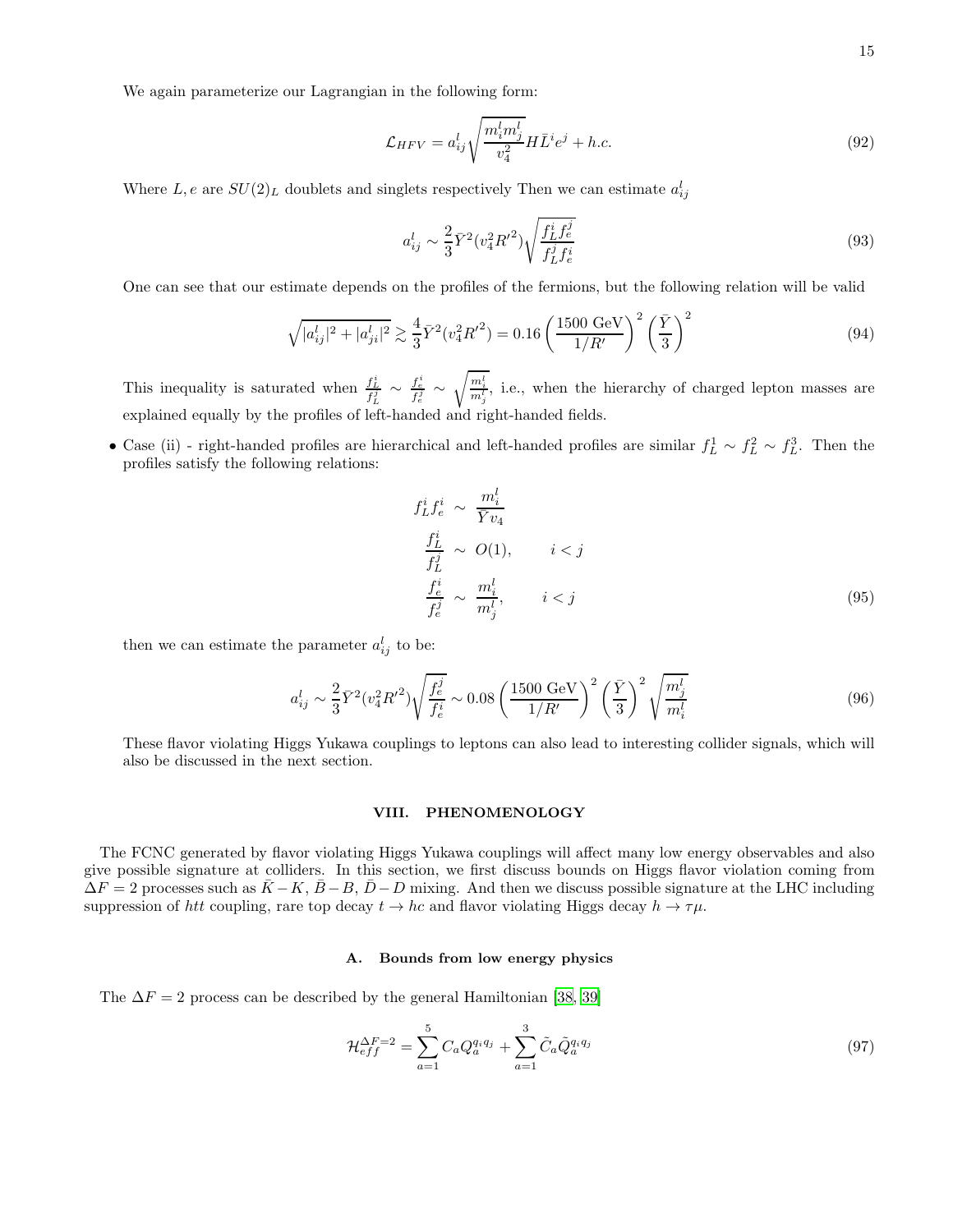We again parameterize our Lagrangian in the following form:

$$
\mathcal{L}_{HFV} = a^l_{ij}\sqrt{\frac{m^l_i m^l_j}{v_4^2}} H \bar{L}^i e^j + h.c. \tag{92}
$$

Where $L, e$ are $SU(2)_L$ doublets and singlets respectively Then we can estimate $a^l_{ij}$

$$
a^l_{ij} \sim \frac{2}{3}\bar{Y}^2 (v_4^2 R'^2)\sqrt{\frac{f^i_L f^j_e}{f^j_L f^i_e}} \tag{93}
$$

One can see that our estimate depends on the profiles of the fermions, but the following relation will be valid

$$
\sqrt{|a^l_{ij}|^2 + |a^l_{ji}|^2} \gtrsim \frac{4}{3}\bar{Y}^2 (v_4^2 R'^2) = 0.16\left(\frac{1500 \text{ GeV}}{1/R'}\right)^2 \left(\frac{\bar{Y}}{3}\right)^2 \tag{94}
$$

This inequality is saturated when $\frac{f^i_L}{f^j_L} \sim \frac{f^i_e}{f^j_e} \sim \sqrt{\frac{m^l_i}{m^l_j}}$, i.e., when the hierarchy of charged lepton masses are explained equally by the profiles of left-handed and right-handed fields.

- Case (ii) - right-handed profiles are hierarchical and left-handed profiles are similar $f^1_L \sim f^2_L \sim f^3_L$. Then the profiles satisfy the following relations:

$$
\begin{aligned}
f^i_L f^i_e &\sim \frac{m^l_i}{\bar{Y} v_4} \\
\frac{f^i_L}{f^j_L} &\sim O(1), \qquad i < j \\
\frac{f^i_e}{f^j_e} &\sim \frac{m^l_i}{m^l_j}, \qquad i < j
\end{aligned} \tag{95}
$$

then we can estimate the parameter $a^l_{ij}$ to be:

$$
a^l_{ij} \sim \frac{2}{3}\bar{Y}^2 (v_4^2 R'^2)\sqrt{\frac{f^j_e}{f^i_e}} \sim 0.08\left(\frac{1500 \text{ GeV}}{1/R'}\right)^2 \left(\frac{\bar{Y}}{3}\right)^2 \sqrt{\frac{m^l_j}{m^l_i}} \tag{96}
$$

These flavor violating Higgs Yukawa couplings to leptons can also lead to interesting collider signals, which will also be discussed in the next section.

## VIII. PHENOMENOLOGY

The FCNC generated by flavor violating Higgs Yukawa couplings will affect many low energy observables and also give possible signature at colliders. In this section, we first discuss bounds on Higgs flavor violation coming from $\Delta F = 2$ processes such as $\bar{K}-K$, $\bar{B}-B$, $\bar{D}-D$ mixing. And then we discuss possible signature at the LHC including suppression of $htt$ coupling, rare top decay $t \to hc$ and flavor violating Higgs decay $h \to \tau\mu$.

### A. Bounds from low energy physics

The $\Delta F = 2$ process can be described by the general Hamiltonian [38, 39]

$$
\mathcal{H}^{\Delta F=2}_{eff} = \sum_{a=1}^{5} C_a Q^{q_i q_j}_a + \sum_{a=1}^{3} \tilde{C}_a \tilde{Q}^{q_i q_j}_a \tag{97}
$$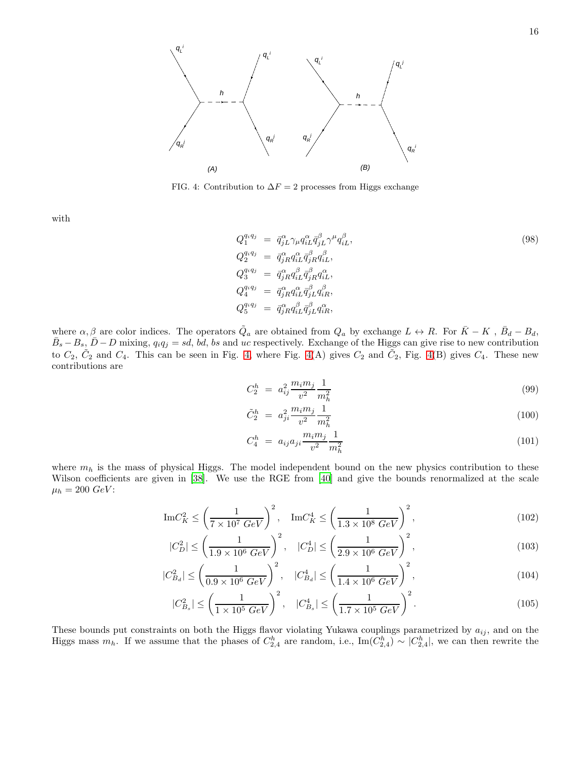FIG. 4: Contribution to $\Delta F = 2$ processes from Higgs exchange

with

$$
\begin{aligned}
Q_1^{q_i q_j} &= \bar{q}^{\alpha}_{jL} \gamma_\mu q^{\alpha}_{iL} \bar{q}^{\beta}_{jL} \gamma^\mu q^{\beta}_{iL}, \\
Q_2^{q_i q_j} &= \bar{q}^{\alpha}_{jR} q^{\alpha}_{iL} \bar{q}^{\beta}_{jR} q^{\beta}_{iL}, \\
Q_3^{q_i q_j} &= \bar{q}^{\alpha}_{jR} q^{\beta}_{iL} \bar{q}^{\beta}_{jR} q^{\alpha}_{iL}, \\
Q_4^{q_i q_j} &= \bar{q}^{\alpha}_{jR} q^{\alpha}_{iL} \bar{q}^{\beta}_{jL} q^{\beta}_{iR}, \\
Q_5^{q_i q_j} &= \bar{q}^{\alpha}_{jR} q^{\beta}_{iL} \bar{q}^{\beta}_{jL} q^{\alpha}_{iR},
\end{aligned}
\tag{98}
$$

where $\alpha, \beta$ are color indices. The operators $\tilde{Q}_a$ are obtained from $Q_a$ by exchange $L \leftrightarrow R$. For $\bar{K} - K$ , $\bar{B}_d - B_d$, $\bar{B}_s - B_s$, $\bar{D} - D$ mixing, $q_i q_j = sd$, $bd$, $bs$ and $uc$ respectively. Exchange of the Higgs can give rise to new contribution to $C_2$, $\tilde{C}_2$ and $C_4$. This can be seen in Fig. 4, where Fig. 4(A) gives $C_2$ and $\tilde{C}_2$, Fig. 4(B) gives $C_4$. These new contributions are

$$
C_2^h = a_{ij}^2 \frac{m_i m_j}{v^2} \frac{1}{m_h^2} \tag{99}
$$

$$
\tilde{C}_2^h = a_{ji}^2 \frac{m_i m_j}{v^2} \frac{1}{m_h^2} \tag{100}
$$

$$
C_4^h = a_{ij} a_{ji} \frac{m_i m_j}{v^2} \frac{1}{m_h^2} \tag{101}
$$

where $m_h$ is the mass of physical Higgs. The model independent bound on the new physics contribution to these Wilson coefficients are given in [38]. We use the RGE from [40] and give the bounds renormalized at the scale $\mu_h = 200\ GeV$:

$$
\mathrm{Im} C_K^2 \le \left( \frac{1}{7 \times 10^7\ GeV} \right)^2, \quad \mathrm{Im} C_K^4 \le \left( \frac{1}{1.3 \times 10^8\ GeV} \right)^2, \tag{102}
$$

$$
|C_D^2| \le \left( \frac{1}{1.9 \times 10^6\ GeV} \right)^2, \quad |C_D^4| \le \left( \frac{1}{2.9 \times 10^6\ GeV} \right)^2, \tag{103}
$$

$$
|C_{B_d}^2| \le \left( \frac{1}{0.9 \times 10^6\ GeV} \right)^2, \quad |C_{B_d}^4| \le \left( \frac{1}{1.4 \times 10^6\ GeV} \right)^2, \tag{104}
$$

$$
|C_{B_s}^2| \le \left( \frac{1}{1 \times 10^5\ GeV} \right)^2, \quad |C_{B_s}^4| \le \left( \frac{1}{1.7 \times 10^5\ GeV} \right)^2. \tag{105}
$$

These bounds put constraints on both the Higgs flavor violating Yukawa couplings parametrized by $a_{ij}$, and on the Higgs mass $m_h$. If we assume that the phases of $C_{2,4}^h$ are random, i.e., $\mathrm{Im}(C_{2,4}^h) \sim |C_{2,4}^h|$, we can then rewrite the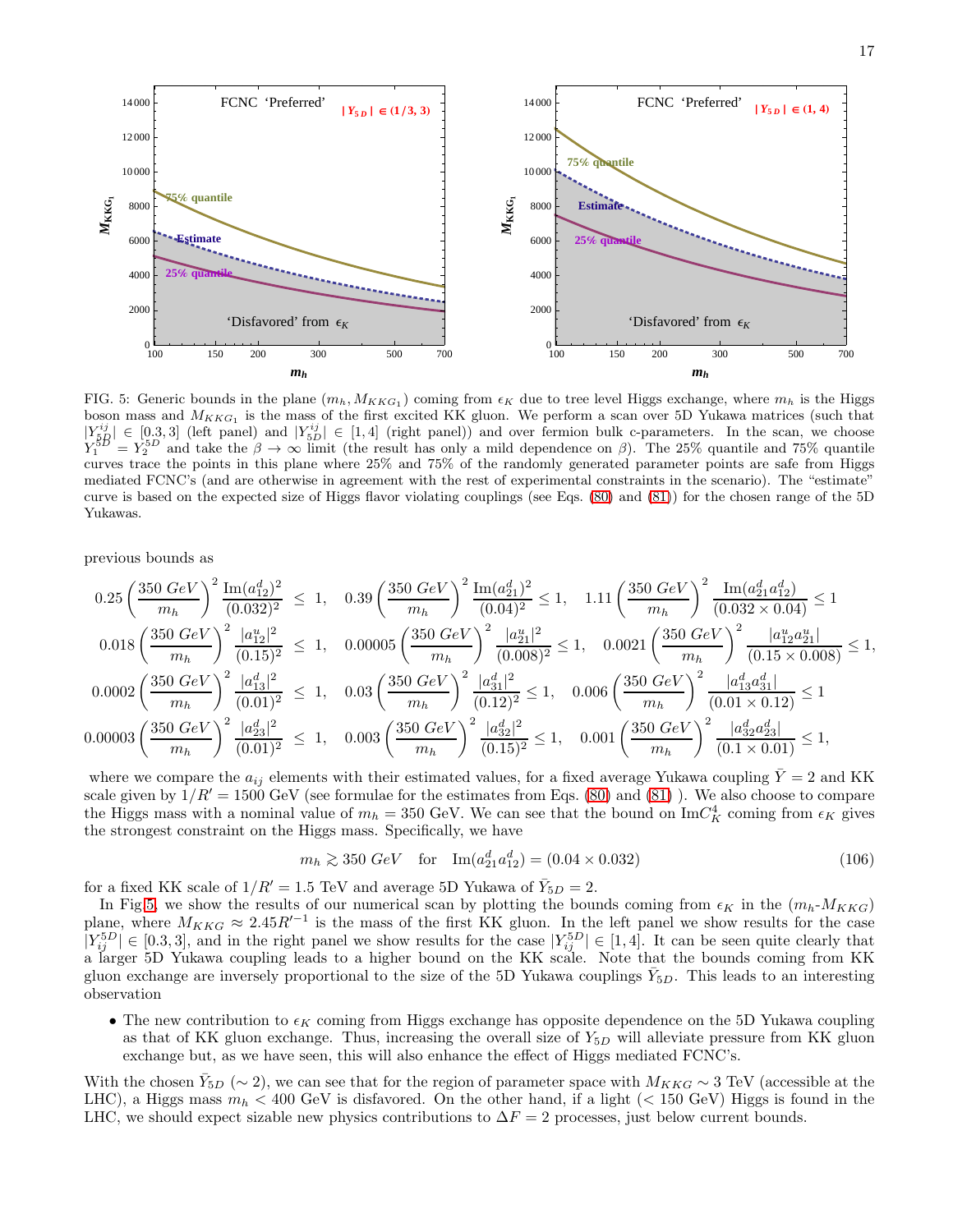FIG. 5: Generic bounds in the plane $(m_h, M_{KKG_1})$ coming from $\epsilon_K$ due to tree level Higgs exchange, where $m_h$ is the Higgs boson mass and $M_{KKG_1}$ is the mass of the first excited KK gluon. We perform a scan over 5D Yukawa matrices (such that $|Y_{5D}^{ij}| \in [0.3, 3]$ (left panel) and $|Y_{5D}^{ij}| \in [1, 4]$ (right panel)) and over fermion bulk c-parameters. In the scan, we choose $Y_1^{5D} = Y_2^{5D}$ and take the $\beta \to \infty$ limit (the result has only a mild dependence on $\beta$). The 25% quantile and 75% quantile curves trace the points in this plane where 25% and 75% of the randomly generated parameter points are safe from Higgs mediated FCNC's (and are otherwise in agreement with the rest of experimental constraints in the scenario). The "estimate" curve is based on the expected size of Higgs flavor violating couplings (see Eqs. (80) and (81)) for the chosen range of the 5D Yukawas.

previous bounds as

$$
\begin{aligned}
&0.25\left(\frac{350\ GeV}{m_h}\right)^2 \frac{\mathrm{Im}(a^d_{12})^2}{(0.032)^2} \leq 1, \quad 0.39\left(\frac{350\ GeV}{m_h}\right)^2 \frac{\mathrm{Im}(a^d_{21})^2}{(0.04)^2} \leq 1, \quad 1.11\left(\frac{350\ GeV}{m_h}\right)^2 \frac{\mathrm{Im}(a^d_{21}a^d_{12})}{(0.032\times 0.04)} \leq 1 \\
&0.018\left(\frac{350\ GeV}{m_h}\right)^2 \frac{|a^u_{12}|^2}{(0.15)^2} \leq 1, \quad 0.00005\left(\frac{350\ GeV}{m_h}\right)^2 \frac{|a^u_{21}|^2}{(0.008)^2} \leq 1, \quad 0.0021\left(\frac{350\ GeV}{m_h}\right)^2 \frac{|a^u_{12}a^u_{21}|}{(0.15\times 0.008)} \leq 1, \\
&0.0002\left(\frac{350\ GeV}{m_h}\right)^2 \frac{|a^d_{13}|^2}{(0.01)^2} \leq 1, \quad 0.03\left(\frac{350\ GeV}{m_h}\right)^2 \frac{|a^d_{31}|^2}{(0.12)^2} \leq 1, \quad 0.006\left(\frac{350\ GeV}{m_h}\right)^2 \frac{|a^d_{13}a^d_{31}|}{(0.01\times 0.12)} \leq 1 \\
&0.00003\left(\frac{350\ GeV}{m_h}\right)^2 \frac{|a^d_{23}|^2}{(0.01)^2} \leq 1, \quad 0.003\left(\frac{350\ GeV}{m_h}\right)^2 \frac{|a^d_{32}|^2}{(0.15)^2} \leq 1, \quad 0.001\left(\frac{350\ GeV}{m_h}\right)^2 \frac{|a^d_{32}a^d_{23}|}{(0.1\times 0.01)} \leq 1,
\end{aligned}
$$

where we compare the $a_{ij}$ elements with their estimated values, for a fixed average Yukawa coupling $\bar{Y} = 2$ and KK scale given by $1/R' = 1500$ GeV (see formulae for the estimates from Eqs. (80) and (81) ). We also choose to compare the Higgs mass with a nominal value of $m_h = 350$ GeV. We can see that the bound on $\mathrm{Im}C_K^4$ coming from $\epsilon_K$ gives the strongest constraint on the Higgs mass. Specifically, we have

$$
m_h \gtrsim 350\ GeV \quad \text{for} \quad \mathrm{Im}(a^d_{21}a^d_{12}) = (0.04 \times 0.032) \tag{106}
$$

for a fixed KK scale of $1/R' = 1.5$ TeV and average 5D Yukawa of $\bar{Y}_{5D} = 2$.

In Fig.5, we show the results of our numerical scan by plotting the bounds coming from $\epsilon_K$ in the $(m_h$-$M_{KKG})$ plane, where $M_{KKG} \approx 2.45R'^{-1}$ is the mass of the first KK gluon. In the left panel we show results for the case $|Y_{ij}^{5D}| \in [0.3, 3]$, and in the right panel we show results for the case $|Y_{ij}^{5D}| \in [1, 4]$. It can be seen quite clearly that a larger 5D Yukawa coupling leads to a higher bound on the KK scale. Note that the bounds coming from KK gluon exchange are inversely proportional to the size of the 5D Yukawa couplings $\bar{Y}_{5D}$. This leads to an interesting observation

- The new contribution to $\epsilon_K$ coming from Higgs exchange has opposite dependence on the 5D Yukawa coupling as that of KK gluon exchange. Thus, increasing the overall size of $Y_{5D}$ will alleviate pressure from KK gluon exchange but, as we have seen, this will also enhance the effect of Higgs mediated FCNC's.

With the chosen $\bar{Y}_{5D}$ ($\sim 2$), we can see that for the region of parameter space with $M_{KKG} \sim 3$ TeV (accessible at the LHC), a Higgs mass $m_h < 400$ GeV is disfavored. On the other hand, if a light ($< 150$ GeV) Higgs is found in the LHC, we should expect sizable new physics contributions to $\Delta F = 2$ processes, just below current bounds.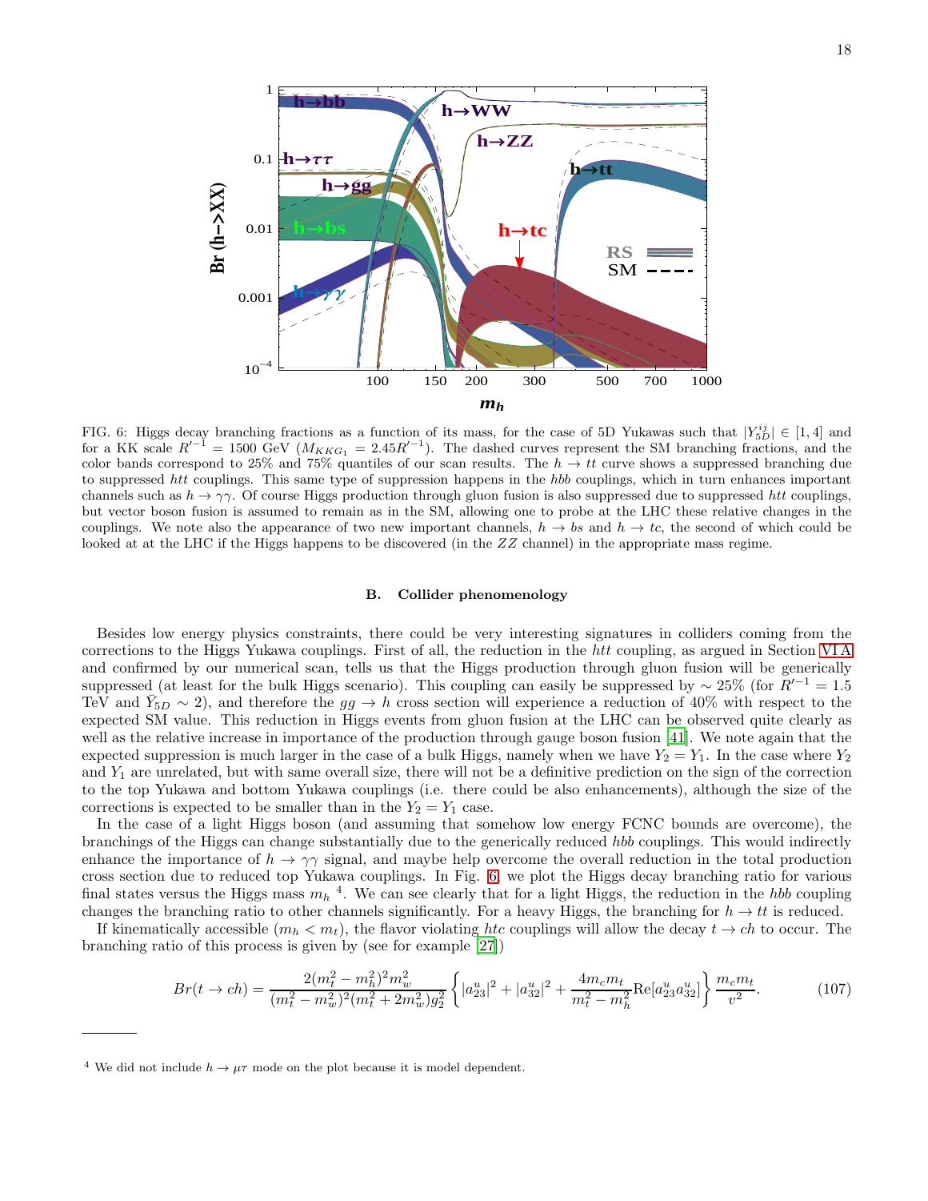FIG. 6: Higgs decay branching fractions as a function of its mass, for the case of 5D Yukawas such that $|Y_{5D}^{ij}| \in [1, 4]$ and for a KK scale $R'^{-1} = 1500$ GeV ($M_{KKG_1} = 2.45 R'^{-1}$). The dashed curves represent the SM branching fractions, and the color bands correspond to 25% and 75% quantiles of our scan results. The $h \to tt$ curve shows a suppressed branching due to suppressed $htt$ couplings. This same type of suppression happens in the $hbb$ couplings, which in turn enhances important channels such as $h \to \gamma\gamma$. Of course Higgs production through gluon fusion is also suppressed due to suppressed $htt$ couplings, but vector boson fusion is assumed to remain as in the SM, allowing one to probe at the LHC these relative changes in the couplings. We note also the appearance of two new important channels, $h \to bs$ and $h \to tc$, the second of which could be looked at at the LHC if the Higgs happens to be discovered (in the $ZZ$ channel) in the appropriate mass regime.

### B. Collider phenomenology

Besides low energy physics constraints, there could be very interesting signatures in colliders coming from the corrections to the Higgs Yukawa couplings. First of all, the reduction in the $htt$ coupling, as argued in Section VI A and confirmed by our numerical scan, tells us that the Higgs production through gluon fusion will be generically suppressed (at least for the bulk Higgs scenario). This coupling can easily be suppressed by $\sim 25\%$ (for $R'^{-1} = 1.5$ TeV and $\bar{Y}_{5D} \sim 2$), and therefore the $gg \to h$ cross section will experience a reduction of 40% with respect to the expected SM value. This reduction in Higgs events from gluon fusion at the LHC can be observed quite clearly as well as the relative increase in importance of the production through gauge boson fusion [41]. We note again that the expected suppression is much larger in the case of a bulk Higgs, namely when we have $Y_2 = Y_1$. In the case where $Y_2$ and $Y_1$ are unrelated, but with same overall size, there will not be a definitive prediction on the sign of the correction to the top Yukawa and bottom Yukawa couplings (i.e. there could be also enhancements), although the size of the corrections is expected to be smaller than in the $Y_2 = Y_1$ case.

In the case of a light Higgs boson (and assuming that somehow low energy FCNC bounds are overcome), the branchings of the Higgs can change substantially due to the generically reduced $hbb$ couplings. This would indirectly enhance the importance of $h \to \gamma\gamma$ signal, and maybe help overcome the overall reduction in the total production cross section due to reduced top Yukawa couplings. In Fig. 6, we plot the Higgs decay branching ratio for various final states versus the Higgs mass $m_h$ [4]. We can see clearly that for a light Higgs, the reduction in the $hbb$ coupling changes the branching ratio to other channels significantly. For a heavy Higgs, the branching for $h \to tt$ is reduced.

If kinematically accessible ($m_h < m_t$), the flavor violating $htc$ couplings will allow the decay $t \to ch$ to occur. The branching ratio of this process is given by (see for example [27])

$$Br(t \to ch) = \frac{2(m_t^2 - m_h^2)^2 m_w^2}{(m_t^2 - m_w^2)^2 (m_t^2 + 2m_w^2) g_2^2} \left\{ |a_{23}^u|^2 + |a_{32}^u|^2 + \frac{4 m_c m_t}{m_t^2 - m_h^2} \mathrm{Re}[a_{23}^u a_{32}^u] \right\} \frac{m_c m_t}{v^2}. \tag{107}$$

---

[4] We did not include $h \to \mu\tau$ mode on the plot because it is model dependent.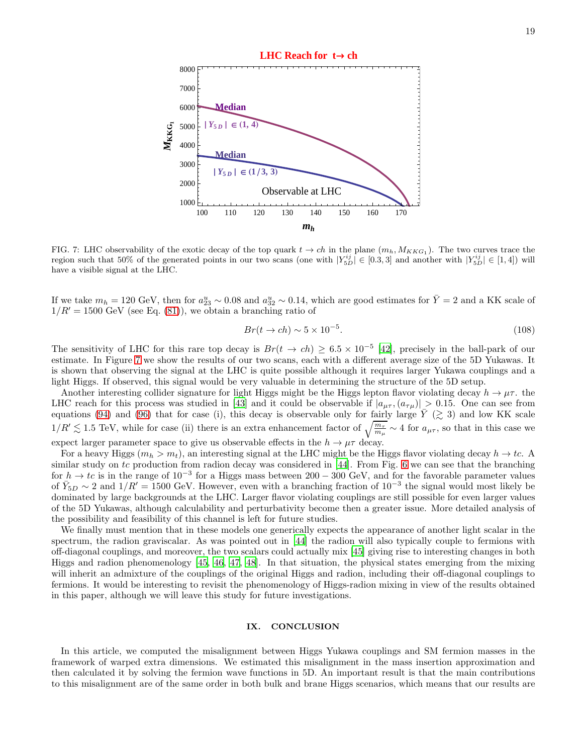FIG. 7: LHC observability of the exotic decay of the top quark $t \to ch$ in the plane $(m_h, M_{KKG_1})$. The two curves trace the region such that 50% of the generated points in our two scans (one with $|Y^{ij}_{5D}| \in [0.3, 3]$ and another with $|Y^{ij}_{5D}| \in [1, 4]$) will have a visible signal at the LHC.

If we take $m_h = 120$ GeV, then for $a^u_{23} \sim 0.08$ and $a^u_{32} \sim 0.14$, which are good estimates for $\bar{Y} = 2$ and a KK scale of $1/R' = 1500$ GeV (see Eq. (81)), we obtain a branching ratio of

$$Br(t \to ch) \sim 5 \times 10^{-5}. \tag{108}$$

The sensitivity of LHC for this rare top decay is $Br(t \to ch) \geq 6.5 \times 10^{-5}$ [42], precisely in the ball-park of our estimate. In Figure 7 we show the results of our two scans, each with a different average size of the 5D Yukawas. It is shown that observing the signal at the LHC is quite possible although it requires larger Yukawa couplings and a light Higgs. If observed, this signal would be very valuable in determining the structure of the 5D setup.

Another interesting collider signature for light Higgs might be the Higgs lepton flavor violating decay $h \to \mu\tau$. the LHC reach for this process was studied in [43] and it could be observable if $|a_{\mu\tau}, (a_{\tau\mu})| > 0.15$. One can see from equations (94) and (96) that for case (i), this decay is observable only for fairly large $\bar{Y}$ ($\gtrsim 3$) and low KK scale $1/R' \lesssim 1.5$ TeV, while for case (ii) there is an extra enhancement factor of $\sqrt{\frac{m_\tau}{m_\mu}} \sim 4$ for $a_{\mu\tau}$, so that in this case we expect larger parameter space to give us observable effects in the $h \to \mu\tau$ decay.

For a heavy Higgs ($m_h > m_t$), an interesting signal at the LHC might be the Higgs flavor violating decay $h \to tc$. A similar study on $tc$ production from radion decay was considered in [44]. From Fig. 6 we can see that the branching for $h \to tc$ is in the range of $10^{-3}$ for a Higgs mass between $200 - 300$ GeV, and for the favorable parameter values of $\bar{Y}_{5D} \sim 2$ and $1/R' = 1500$ GeV. However, even with a branching fraction of $10^{-3}$ the signal would most likely be dominated by large backgrounds at the LHC. Larger flavor violating couplings are still possible for even larger values of the 5D Yukawas, although calculability and perturbativity become then a greater issue. More detailed analysis of the possibility and feasibility of this channel is left for future studies.

We finally must mention that in these models one generically expects the appearance of another light scalar in the spectrum, the radion graviscalar. As was pointed out in [44] the radion will also typically couple to fermions with off-diagonal couplings, and moreover, the two scalars could actually mix [45] giving rise to interesting changes in both Higgs and radion phenomenology [45, 46, 47, 48]. In that situation, the physical states emerging from the mixing will inherit an admixture of the couplings of the original Higgs and radion, including their off-diagonal couplings to fermions. It would be interesting to revisit the phenomenology of Higgs-radion mixing in view of the results obtained in this paper, although we will leave this study for future investigations.

## IX. CONCLUSION

In this article, we computed the misalignment between Higgs Yukawa couplings and SM fermion masses in the framework of warped extra dimensions. We estimated this misalignment in the mass insertion approximation and then calculated it by solving the fermion wave functions in 5D. An important result is that the main contributions to this misalignment are of the same order in both bulk and brane Higgs scenarios, which means that our results are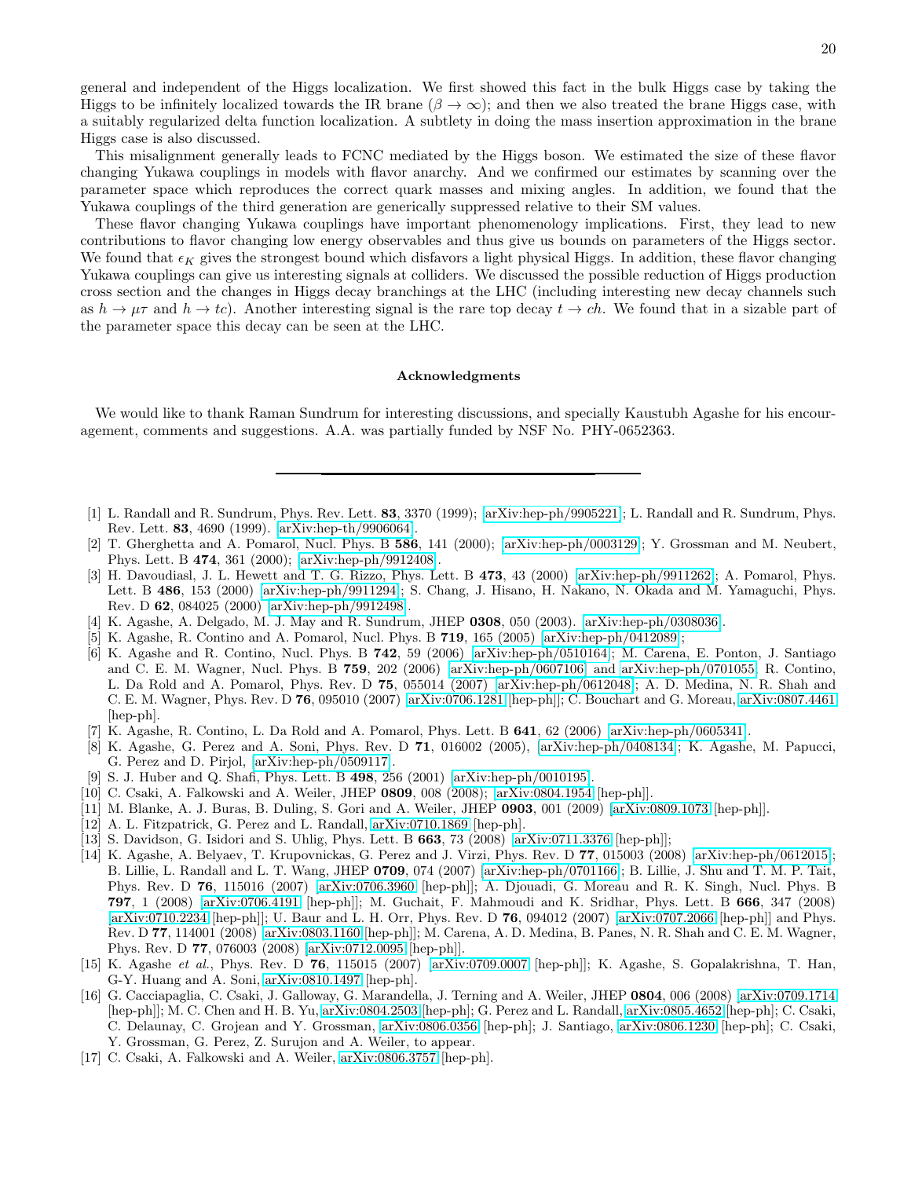general and independent of the Higgs localization. We first showed this fact in the bulk Higgs case by taking the Higgs to be infinitely localized towards the IR brane ($\beta \to \infty$); and then we also treated the brane Higgs case, with a suitably regularized delta function localization. A subtlety in doing the mass insertion approximation in the brane Higgs case is also discussed.

This misalignment generally leads to FCNC mediated by the Higgs boson. We estimated the size of these flavor changing Yukawa couplings in models with flavor anarchy. And we confirmed our estimates by scanning over the parameter space which reproduces the correct quark masses and mixing angles. In addition, we found that the Yukawa couplings of the third generation are generically suppressed relative to their SM values.

These flavor changing Yukawa couplings have important phenomenology implications. First, they lead to new contributions to flavor changing low energy observables and thus give us bounds on parameters of the Higgs sector. We found that $\epsilon_K$ gives the strongest bound which disfavors a light physical Higgs. In addition, these flavor changing Yukawa couplings can give us interesting signals at colliders. We discussed the possible reduction of Higgs production cross section and the changes in Higgs decay branchings at the LHC (including interesting new decay channels such as $h \to \mu\tau$ and $h \to tc$). Another interesting signal is the rare top decay $t \to ch$. We found that in a sizable part of the parameter space this decay can be seen at the LHC.

### Acknowledgments

We would like to thank Raman Sundrum for interesting discussions, and specially Kaustubh Agashe for his encouragement, comments and suggestions. A.A. was partially funded by NSF No. PHY-0652363.

---

[1] L. Randall and R. Sundrum, Phys. Rev. Lett. **83**, 3370 (1999); [arXiv:hep-ph/9905221]; L. Randall and R. Sundrum, Phys. Rev. Lett. **83**, 4690 (1999). [arXiv:hep-th/9906064].

[2] T. Gherghetta and A. Pomarol, Nucl. Phys. B **586**, 141 (2000); [arXiv:hep-ph/0003129]; Y. Grossman and M. Neubert, Phys. Lett. B **474**, 361 (2000); [arXiv:hep-ph/9912408].

[3] H. Davoudiasl, J. L. Hewett and T. G. Rizzo, Phys. Lett. B **473**, 43 (2000) [arXiv:hep-ph/9911262]; A. Pomarol, Phys. Lett. B **486**, 153 (2000) [arXiv:hep-ph/9911294]; S. Chang, J. Hisano, H. Nakano, N. Okada and M. Yamaguchi, Phys. Rev. D **62**, 084025 (2000) [arXiv:hep-ph/9912498].

[4] K. Agashe, A. Delgado, M. J. May and R. Sundrum, JHEP **0308**, 050 (2003). [arXiv:hep-ph/0308036].

[5] K. Agashe, R. Contino and A. Pomarol, Nucl. Phys. B **719**, 165 (2005) [arXiv:hep-ph/0412089];

[6] K. Agashe and R. Contino, Nucl. Phys. B **742**, 59 (2006) [arXiv:hep-ph/0510164]; M. Carena, E. Ponton, J. Santiago and C. E. M. Wagner, Nucl. Phys. B **759**, 202 (2006) [arXiv:hep-ph/0607106] and [arXiv:hep-ph/0701055]; R. Contino, L. Da Rold and A. Pomarol, Phys. Rev. D **75**, 055014 (2007) [arXiv:hep-ph/0612048]; A. D. Medina, N. R. Shah and C. E. M. Wagner, Phys. Rev. D **76**, 095010 (2007) [arXiv:0706.1281 [hep-ph]]; C. Bouchart and G. Moreau, arXiv:0807.4461 [hep-ph].

[7] K. Agashe, R. Contino, L. Da Rold and A. Pomarol, Phys. Lett. B **641**, 62 (2006) [arXiv:hep-ph/0605341].

[8] K. Agashe, G. Perez and A. Soni, Phys. Rev. D **71**, 016002 (2005), [arXiv:hep-ph/0408134]; K. Agashe, M. Papucci, G. Perez and D. Pirjol, [arXiv:hep-ph/0509117].

[9] S. J. Huber and Q. Shafi, Phys. Lett. B **498**, 256 (2001) [arXiv:hep-ph/0010195].

[10] C. Csaki, A. Falkowski and A. Weiler, JHEP **0809**, 008 (2008); [arXiv:0804.1954 [hep-ph]].

[11] M. Blanke, A. J. Buras, B. Duling, S. Gori and A. Weiler, JHEP **0903**, 001 (2009) [arXiv:0809.1073 [hep-ph]].

[12] A. L. Fitzpatrick, G. Perez and L. Randall, arXiv:0710.1869 [hep-ph].

[13] S. Davidson, G. Isidori and S. Uhlig, Phys. Lett. B **663**, 73 (2008) [arXiv:0711.3376 [hep-ph]];

[14] K. Agashe, A. Belyaev, T. Krupovnickas, G. Perez and J. Virzi, Phys. Rev. D **77**, 015003 (2008) [arXiv:hep-ph/0612015]; B. Lillie, L. Randall and L. T. Wang, JHEP **0709**, 074 (2007) [arXiv:hep-ph/0701166]; B. Lillie, J. Shu and T. M. P. Tait, Phys. Rev. D **76**, 115016 (2007) [arXiv:0706.3960 [hep-ph]]; A. Djouadi, G. Moreau and R. K. Singh, Nucl. Phys. B **797**, 1 (2008) [arXiv:0706.4191 [hep-ph]]; M. Guchait, F. Mahmoudi and K. Sridhar, Phys. Lett. B **666**, 347 (2008) [arXiv:0710.2234 [hep-ph]]; U. Baur and L. H. Orr, Phys. Rev. D **76**, 094012 (2007) [arXiv:0707.2066 [hep-ph]] and Phys. Rev. D **77**, 114001 (2008) [arXiv:0803.1160 [hep-ph]]; M. Carena, A. D. Medina, B. Panes, N. R. Shah and C. E. M. Wagner, Phys. Rev. D **77**, 076003 (2008) [arXiv:0712.0095 [hep-ph]].

[15] K. Agashe *et al.*, Phys. Rev. D **76**, 115015 (2007) [arXiv:0709.0007 [hep-ph]]; K. Agashe, S. Gopalakrishna, T. Han, G-Y. Huang and A. Soni, arXiv:0810.1497 [hep-ph].

[16] G. Cacciapaglia, C. Csaki, J. Galloway, G. Marandella, J. Terning and A. Weiler, JHEP **0804**, 006 (2008) [arXiv:0709.1714 [hep-ph]]; M. C. Chen and H. B. Yu, arXiv:0804.2503 [hep-ph]; G. Perez and L. Randall, arXiv:0805.4652 [hep-ph]; C. Csaki, C. Delaunay, C. Grojean and Y. Grossman, arXiv:0806.0356 [hep-ph]; J. Santiago, arXiv:0806.1230 [hep-ph]; C. Csaki, Y. Grossman, G. Perez, Z. Surujon and A. Weiler, to appear.

[17] C. Csaki, A. Falkowski and A. Weiler, arXiv:0806.3757 [hep-ph].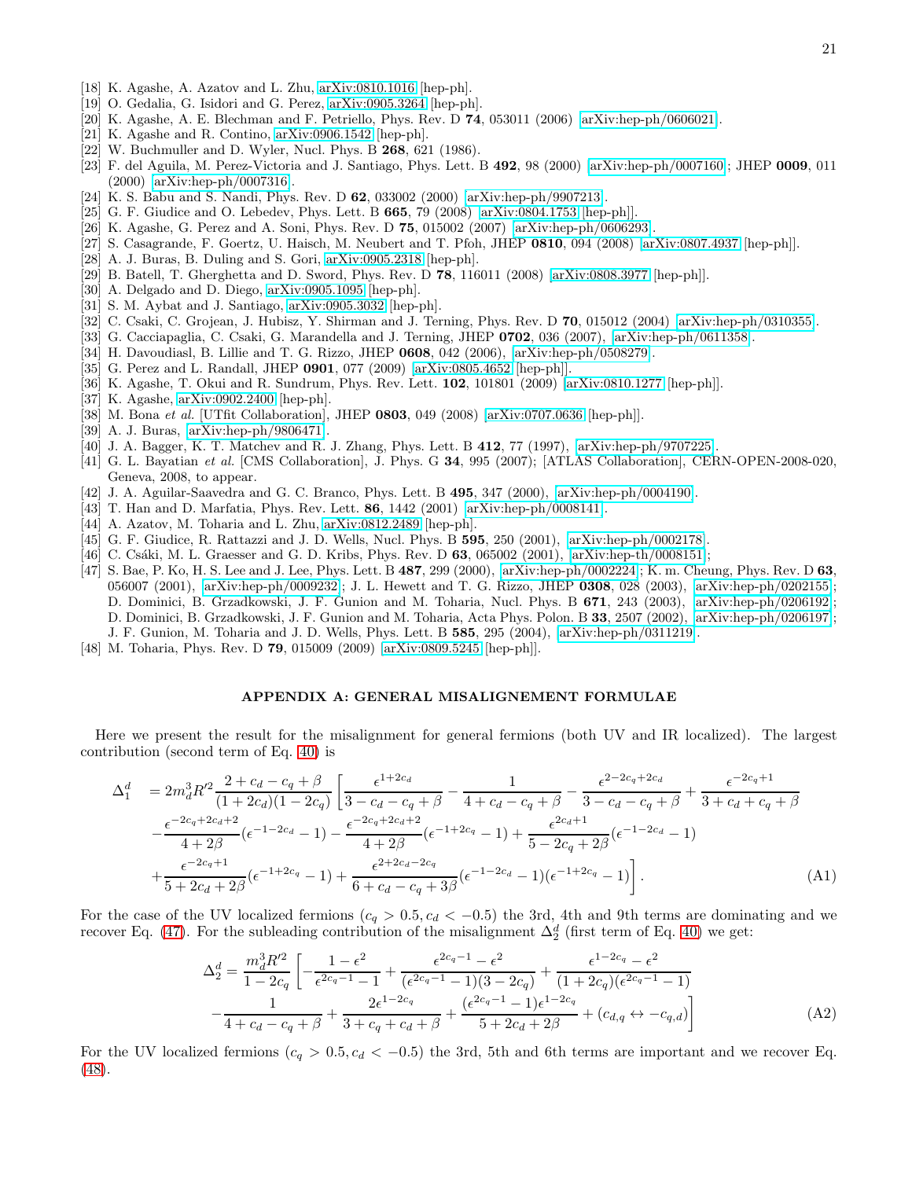[18] K. Agashe, A. Azatov and L. Zhu, arXiv:0810.1016 [hep-ph].
[19] O. Gedalia, G. Isidori and G. Perez, arXiv:0905.3264 [hep-ph].
[20] K. Agashe, A. E. Blechman and F. Petriello, Phys. Rev. D **74**, 053011 (2006) arXiv:hep-ph/0606021.
[21] K. Agashe and R. Contino, arXiv:0906.1542 [hep-ph].
[22] W. Buchmuller and D. Wyler, Nucl. Phys. B **268**, 621 (1986).
[23] F. del Aguila, M. Perez-Victoria and J. Santiago, Phys. Lett. B **492**, 98 (2000) arXiv:hep-ph/0007160; JHEP **0009**, 011 (2000) arXiv:hep-ph/0007316.
[24] K. S. Babu and S. Nandi, Phys. Rev. D **62**, 033002 (2000) arXiv:hep-ph/9907213.
[25] G. F. Giudice and O. Lebedev, Phys. Lett. B **665**, 79 (2008) arXiv:0804.1753 [hep-ph]].
[26] K. Agashe, G. Perez and A. Soni, Phys. Rev. D **75**, 015002 (2007) arXiv:hep-ph/0606293.
[27] S. Casagrande, F. Goertz, U. Haisch, M. Neubert and T. Pfoh, JHEP **0810**, 094 (2008) arXiv:0807.4937 [hep-ph]].
[28] A. J. Buras, B. Duling and S. Gori, arXiv:0905.2318 [hep-ph].
[29] B. Batell, T. Gherghetta and D. Sword, Phys. Rev. D **78**, 116011 (2008) arXiv:0808.3977 [hep-ph]].
[30] A. Delgado and D. Diego, arXiv:0905.1095 [hep-ph].
[31] S. M. Aybat and J. Santiago, arXiv:0905.3032 [hep-ph].
[32] C. Csaki, C. Grojean, J. Hubisz, Y. Shirman and J. Terning, Phys. Rev. D **70**, 015012 (2004) arXiv:hep-ph/0310355.
[33] G. Cacciapaglia, C. Csaki, G. Marandella and J. Terning, JHEP **0702**, 036 (2007), arXiv:hep-ph/0611358.
[34] H. Davoudiasl, B. Lillie and T. G. Rizzo, JHEP **0608**, 042 (2006), arXiv:hep-ph/0508279.
[35] G. Perez and L. Randall, JHEP **0901**, 077 (2009) arXiv:0805.4652 [hep-ph]].
[36] K. Agashe, T. Okui and R. Sundrum, Phys. Rev. Lett. **102**, 101801 (2009) arXiv:0810.1277 [hep-ph]].
[37] K. Agashe, arXiv:0902.2400 [hep-ph].
[38] M. Bona *et al.* [UTfit Collaboration], JHEP **0803**, 049 (2008) arXiv:0707.0636 [hep-ph]].
[39] A. J. Buras, arXiv:hep-ph/9806471.
[40] J. A. Bagger, K. T. Matchev and R. J. Zhang, Phys. Lett. B **412**, 77 (1997), arXiv:hep-ph/9707225.
[41] G. L. Bayatian *et al.* [CMS Collaboration], J. Phys. G **34**, 995 (2007); [ATLAS Collaboration], CERN-OPEN-2008-020, Geneva, 2008, to appear.
[42] J. A. Aguilar-Saavedra and G. C. Branco, Phys. Lett. B **495**, 347 (2000), arXiv:hep-ph/0004190.
[43] T. Han and D. Marfatia, Phys. Rev. Lett. **86**, 1442 (2001) arXiv:hep-ph/0008141.
[44] A. Azatov, M. Toharia and L. Zhu, arXiv:0812.2489 [hep-ph].
[45] G. F. Giudice, R. Rattazzi and J. D. Wells, Nucl. Phys. B **595**, 250 (2001), arXiv:hep-ph/0002178.
[46] C. Csáki, M. L. Graesser and G. D. Kribs, Phys. Rev. D **63**, 065002 (2001), arXiv:hep-th/0008151;
[47] S. Bae, P. Ko, H. S. Lee and J. Lee, Phys. Lett. B **487**, 299 (2000), arXiv:hep-ph/0002224; K. m. Cheung, Phys. Rev. D **63**, 056007 (2001), arXiv:hep-ph/0009232; J. L. Hewett and T. G. Rizzo, JHEP **0308**, 028 (2003), arXiv:hep-ph/0202155; D. Dominici, B. Grzadkowski, J. F. Gunion and M. Toharia, Nucl. Phys. B **671**, 243 (2003), arXiv:hep-ph/0206192; D. Dominici, B. Grzadkowski, J. F. Gunion and M. Toharia, Acta Phys. Polon. B **33**, 2507 (2002), arXiv:hep-ph/0206197; J. F. Gunion, M. Toharia and J. D. Wells, Phys. Lett. B **585**, 295 (2004), arXiv:hep-ph/0311219.
[48] M. Toharia, Phys. Rev. D **79**, 015009 (2009) arXiv:0809.5245 [hep-ph]].

## APPENDIX A: GENERAL MISALIGNEMENT FORMULAE

Here we present the result for the misalignment for general fermions (both UV and IR localized). The largest contribution (second term of Eq. 40) is

$$
\begin{aligned}
\Delta_1^d \quad &= 2m_d^3 R'^2 \frac{2+c_d-c_q+\beta}{(1+2c_d)(1-2c_q)}\left[\frac{\epsilon^{1+2c_d}}{3-c_d-c_q+\beta}-\frac{1}{4+c_d-c_q+\beta}-\frac{\epsilon^{2-2c_q+2c_d}}{3-c_d-c_q+\beta}+\frac{\epsilon^{-2c_q+1}}{3+c_d+c_q+\beta}\right.\\
&-\frac{\epsilon^{-2c_q+2c_d+2}}{4+2\beta}(\epsilon^{-1-2c_d}-1)-\frac{\epsilon^{-2c_q+2c_d+2}}{4+2\beta}(\epsilon^{-1+2c_q}-1)+\frac{\epsilon^{2c_d+1}}{5-2c_q+2\beta}(\epsilon^{-1-2c_d}-1)\\
&\left.+\frac{\epsilon^{-2c_q+1}}{5+2c_d+2\beta}(\epsilon^{-1+2c_q}-1)+\frac{\epsilon^{2+2c_d-2c_q}}{6+c_d-c_q+3\beta}(\epsilon^{-1-2c_d}-1)(\epsilon^{-1+2c_q}-1)\right]. \qquad \text{(A1)}
\end{aligned}
$$

For the case of the UV localized fermions ($c_q>0.5, c_d<-0.5$) the 3rd, 4th and 9th terms are dominating and we recover Eq. (47). For the subleading contribution of the misalignment $\Delta_2^d$ (first term of Eq. 40) we get:

$$
\begin{aligned}
\Delta_2^d = \frac{m_d^3 R'^2}{1-2c_q}&\left[-\frac{1-\epsilon^2}{\epsilon^{2c_q-1}-1}+\frac{\epsilon^{2c_q-1}-\epsilon^2}{(\epsilon^{2c_q-1}-1)(3-2c_q)}+\frac{\epsilon^{1-2c_q}-\epsilon^2}{(1+2c_q)(\epsilon^{2c_q-1}-1)}\right.\\
&\left.-\frac{1}{4+c_d-c_q+\beta}+\frac{2\epsilon^{1-2c_q}}{3+c_q+c_d+\beta}+\frac{(\epsilon^{2c_q-1}-1)\epsilon^{1-2c_q}}{5+2c_d+2\beta}+(c_{d,q}\leftrightarrow -c_{q,d})\right] \qquad \text{(A2)}
\end{aligned}
$$

For the UV localized fermions ($c_q>0.5, c_d<-0.5$) the 3rd, 5th and 6th terms are important and we recover Eq. (48).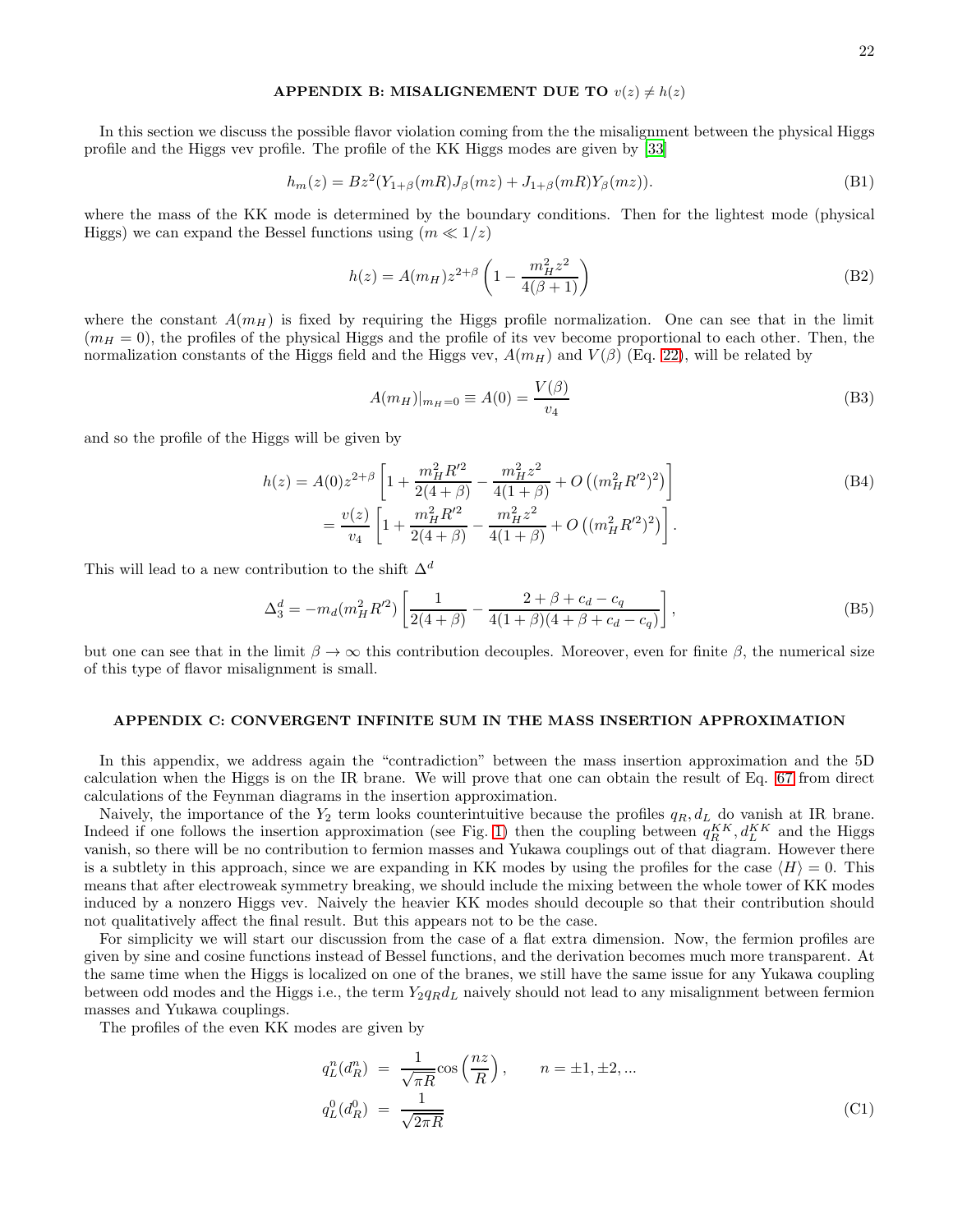## APPENDIX B: MISALIGNEMENT DUE TO $v(z) \neq h(z)$

In this section we discuss the possible flavor violation coming from the the misalignment between the physical Higgs profile and the Higgs vev profile. The profile of the KK Higgs modes are given by [33]

$$h_m(z) = Bz^2(Y_{1+\beta}(mR)J_\beta(mz) + J_{1+\beta}(mR)Y_\beta(mz)). \tag{B1}$$

where the mass of the KK mode is determined by the boundary conditions. Then for the lightest mode (physical Higgs) we can expand the Bessel functions using ($m \ll 1/z$)

$$h(z) = A(m_H)z^{2+\beta}\left(1 - \frac{m_H^2 z^2}{4(\beta+1)}\right) \tag{B2}$$

where the constant $A(m_H)$ is fixed by requiring the Higgs profile normalization. One can see that in the limit ($m_H = 0$), the profiles of the physical Higgs and the profile of its vev become proportional to each other. Then, the normalization constants of the Higgs field and the Higgs vev, $A(m_H)$ and $V(\beta)$ (Eq. 22), will be related by

$$A(m_H)|_{m_H=0} \equiv A(0) = \frac{V(\beta)}{v_4} \tag{B3}$$

and so the profile of the Higgs will be given by

$$\begin{aligned}
h(z) &= A(0)z^{2+\beta}\left[1 + \frac{m_H^2 R'^2}{2(4+\beta)} - \frac{m_H^2 z^2}{4(1+\beta)} + O\left((m_H^2 R'^2)^2\right)\right] \\
&= \frac{v(z)}{v_4}\left[1 + \frac{m_H^2 R'^2}{2(4+\beta)} - \frac{m_H^2 z^2}{4(1+\beta)} + O\left((m_H^2 R'^2)^2\right)\right].
\end{aligned} \tag{B4}$$

This will lead to a new contribution to the shift $\Delta^d$

$$\Delta_3^d = -m_d(m_H^2 R'^2)\left[\frac{1}{2(4+\beta)} - \frac{2+\beta+c_d-c_q}{4(1+\beta)(4+\beta+c_d-c_q)}\right], \tag{B5}$$

but one can see that in the limit $\beta \to \infty$ this contribution decouples. Moreover, even for finite $\beta$, the numerical size of this type of flavor misalignment is small.

## APPENDIX C: CONVERGENT INFINITE SUM IN THE MASS INSERTION APPROXIMATION

In this appendix, we address again the "contradiction" between the mass insertion approximation and the 5D calculation when the Higgs is on the IR brane. We will prove that one can obtain the result of Eq. 67 from direct calculations of the Feynman diagrams in the insertion approximation.

Naively, the importance of the $Y_2$ term looks counterintuitive because the profiles $q_R, d_L$ do vanish at IR brane. Indeed if one follows the insertion approximation (see Fig. 1) then the coupling between $q_R^{KK}, d_L^{KK}$ and the Higgs vanish, so there will be no contribution to fermion masses and Yukawa couplings out of that diagram. However there is a subtlety in this approach, since we are expanding in KK modes by using the profiles for the case $\langle H \rangle = 0$. This means that after electroweak symmetry breaking, we should include the mixing between the whole tower of KK modes induced by a nonzero Higgs vev. Naively the heavier KK modes should decouple so that their contribution should not qualitatively affect the final result. But this appears not to be the case.

For simplicity we will start our discussion from the case of a flat extra dimension. Now, the fermion profiles are given by sine and cosine functions instead of Bessel functions, and the derivation becomes much more transparent. At the same time when the Higgs is localized on one of the branes, we still have the same issue for any Yukawa coupling between odd modes and the Higgs i.e., the term $Y_2 q_R d_L$ naively should not lead to any misalignment between fermion masses and Yukawa couplings.

The profiles of the even KK modes are given by

$$\begin{aligned}
q_L^n(d_R^n) &= \frac{1}{\sqrt{\pi R}}\cos\left(\frac{nz}{R}\right), \qquad n = \pm1, \pm2, ... \\
q_L^0(d_R^0) &= \frac{1}{\sqrt{2\pi R}}
\end{aligned} \tag{C1}$$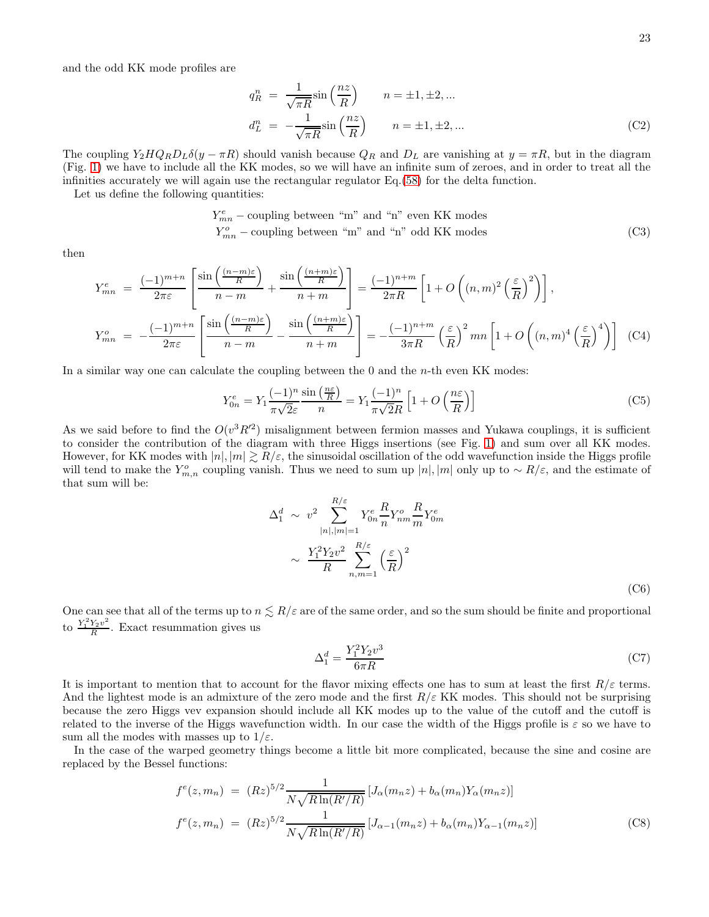and the odd KK mode profiles are

$$
\begin{aligned}
q_R^n &= \frac{1}{\sqrt{\pi R}} \sin\left(\frac{nz}{R}\right) \qquad n = \pm 1, \pm 2, ... \\
d_L^n &= -\frac{1}{\sqrt{\pi R}} \sin\left(\frac{nz}{R}\right) \qquad n = \pm 1, \pm 2, ...
\end{aligned} \tag{C2}
$$

The coupling $Y_2 H Q_R D_L \delta(y - \pi R)$ should vanish because $Q_R$ and $D_L$ are vanishing at $y = \pi R$, but in the diagram (Fig. 1) we have to include all the KK modes, so we will have an infinite sum of zeroes, and in order to treat all the infinities accurately we will again use the rectangular regulator Eq.(58) for the delta function.

Let us define the following quantities:

$$
\begin{aligned}
Y_{mn}^e &- \text{coupling between "m" and "n" even KK modes} \\
Y_{mn}^o &- \text{coupling between "m" and "n" odd KK modes}
\end{aligned} \tag{C3}
$$

then

$$
\begin{aligned}
Y_{mn}^e &= \frac{(-1)^{m+n}}{2\pi\varepsilon} \left[ \frac{\sin\left(\frac{(n-m)\varepsilon}{R}\right)}{n-m} + \frac{\sin\left(\frac{(n+m)\varepsilon}{R}\right)}{n+m} \right] = \frac{(-1)^{n+m}}{2\pi R} \left[ 1 + O\left( (n,m)^2 \left(\frac{\varepsilon}{R}\right)^2 \right) \right], \\
Y_{mn}^o &= -\frac{(-1)^{m+n}}{2\pi\varepsilon} \left[ \frac{\sin\left(\frac{(n-m)\varepsilon}{R}\right)}{n-m} - \frac{\sin\left(\frac{(n+m)\varepsilon}{R}\right)}{n+m} \right] = -\frac{(-1)^{n+m}}{3\pi R} \left(\frac{\varepsilon}{R}\right)^2 mn \left[ 1 + O\left( (n,m)^4 \left(\frac{\varepsilon}{R}\right)^4 \right) \right]
\end{aligned} \tag{C4}
$$

In a similar way one can calculate the coupling between the 0 and the $n$-th even KK modes:

$$
Y_{0n}^e = Y_1 \frac{(-1)^n}{\pi\sqrt{2}\varepsilon} \frac{\sin\left(\frac{n\varepsilon}{R}\right)}{n} = Y_1 \frac{(-1)^n}{\pi\sqrt{2}R} \left[ 1 + O\left(\frac{n\varepsilon}{R}\right) \right] \tag{C5}
$$

As we said before to find the $O(v^3 R'^2)$ misalignment between fermion masses and Yukawa couplings, it is sufficient to consider the contribution of the diagram with three Higgs insertions (see Fig. 1) and sum over all KK modes. However, for KK modes with $|n|, |m| \gtrsim R/\varepsilon$, the sinusoidal oscillation of the odd wavefunction inside the Higgs profile will tend to make the $Y_{m,n}^o$ coupling vanish. Thus we need to sum up $|n|, |m|$ only up to $\sim R/\varepsilon$, and the estimate of that sum will be:

$$
\begin{aligned}
\Delta_1^d &\sim v^2 \sum_{|n|,|m|=1}^{R/\varepsilon} Y_{0n}^e \frac{R}{n} Y_{nm}^o \frac{R}{m} Y_{0m}^e \\
&\sim \frac{Y_1^2 Y_2 v^2}{R} \sum_{n,m=1}^{R/\varepsilon} \left(\frac{\varepsilon}{R}\right)^2
\end{aligned} \tag{C6}
$$

One can see that all of the terms up to $n \lesssim R/\varepsilon$ are of the same order, and so the sum should be finite and proportional to $\frac{Y_1^2 Y_2 v^2}{R}$. Exact resummation gives us

$$
\Delta_1^d = \frac{Y_1^2 Y_2 v^3}{6\pi R} \tag{C7}
$$

It is important to mention that to account for the flavor mixing effects one has to sum at least the first $R/\varepsilon$ terms. And the lightest mode is an admixture of the zero mode and the first $R/\varepsilon$ KK modes. This should not be surprising because the zero Higgs vev expansion should include all KK modes up to the value of the cutoff and the cutoff is related to the inverse of the Higgs wavefunction width. In our case the width of the Higgs profile is $\varepsilon$ so we have to sum all the modes with masses up to $1/\varepsilon$.

In the case of the warped geometry things become a little bit more complicated, because the sine and cosine are replaced by the Bessel functions:

$$
\begin{aligned}
f^e(z, m_n) &= (Rz)^{5/2} \frac{1}{N\sqrt{R \ln(R'/R)}} \left[ J_\alpha(m_n z) + b_\alpha(m_n) Y_\alpha(m_n z) \right] \\
f^e(z, m_n) &= (Rz)^{5/2} \frac{1}{N\sqrt{R \ln(R'/R)}} \left[ J_{\alpha-1}(m_n z) + b_\alpha(m_n) Y_{\alpha-1}(m_n z) \right]
\end{aligned} \tag{C8}
$$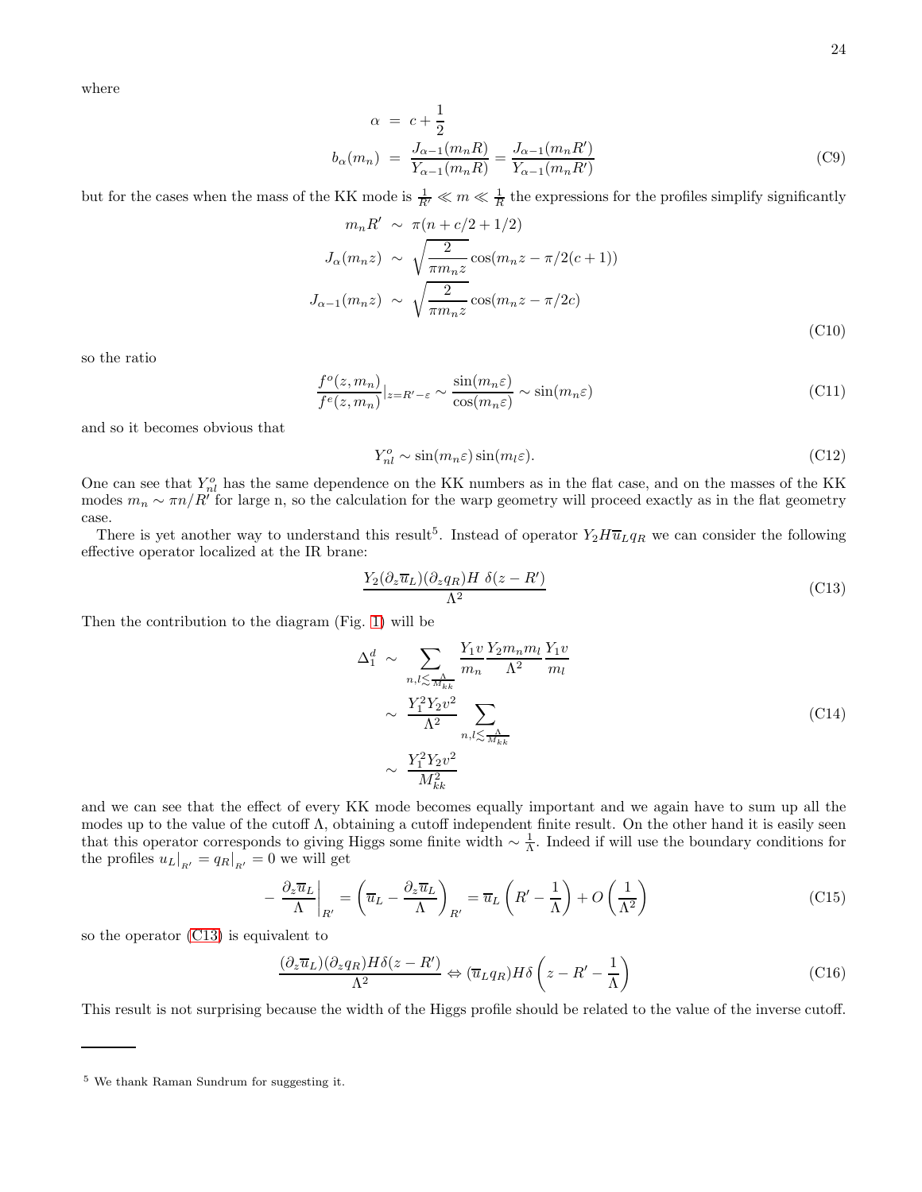where

$$
\begin{aligned}
\alpha &= c + \frac{1}{2} \\
b_\alpha(m_n) &= \frac{J_{\alpha-1}(m_n R)}{Y_{\alpha-1}(m_n R)} = \frac{J_{\alpha-1}(m_n R')}{Y_{\alpha-1}(m_n R')}
\end{aligned} \tag{C9}
$$

but for the cases when the mass of the KK mode is $\frac{1}{R'} \ll m \ll \frac{1}{R}$ the expressions for the profiles simplify significantly

$$
\begin{aligned}
m_n R' &\sim \pi(n + c/2 + 1/2) \\
J_\alpha(m_n z) &\sim \sqrt{\frac{2}{\pi m_n z}} \cos(m_n z - \pi/2(c+1)) \\
J_{\alpha-1}(m_n z) &\sim \sqrt{\frac{2}{\pi m_n z}} \cos(m_n z - \pi/2 c)
\end{aligned} \tag{C10}
$$

so the ratio

$$
\frac{f^o(z, m_n)}{f^e(z, m_n)}|_{z=R'-\varepsilon} \sim \frac{\sin(m_n \varepsilon)}{\cos(m_n \varepsilon)} \sim \sin(m_n \varepsilon) \tag{C11}
$$

and so it becomes obvious that

$$
Y^o_{nl} \sim \sin(m_n \varepsilon) \sin(m_l \varepsilon). \tag{C12}
$$

One can see that $Y^o_{nl}$ has the same dependence on the KK numbers as in the flat case, and on the masses of the KK modes $m_n \sim \pi n/R'$ for large n, so the calculation for the warp geometry will proceed exactly as in the flat geometry case.

There is yet another way to understand this result[5]. Instead of operator $Y_2 H \overline{u}_L q_R$ we can consider the following effective operator localized at the IR brane:

$$
\frac{Y_2 (\partial_z \overline{u}_L)(\partial_z q_R) H \; \delta(z - R')}{\Lambda^2} \tag{C13}
$$

Then the contribution to the diagram (Fig. 1) will be

$$
\begin{aligned}
\Delta^d_1 &\sim \sum_{n,l \lesssim \frac{\Lambda}{M_{kk}}} \frac{Y_1 v}{m_n} \frac{Y_2 m_n m_l}{\Lambda^2} \frac{Y_1 v}{m_l} \\
&\sim \frac{Y_1^2 Y_2 v^2}{\Lambda^2} \sum_{n,l \lesssim \frac{\Lambda}{M_{kk}}} \\
&\sim \frac{Y_1^2 Y_2 v^2}{M_{kk}^2}
\end{aligned} \tag{C14}
$$

and we can see that the effect of every KK mode becomes equally important and we again have to sum up all the modes up to the value of the cutoff $\Lambda$, obtaining a cutoff independent finite result. On the other hand it is easily seen that this operator corresponds to giving Higgs some finite width $\sim \frac{1}{\Lambda}$. Indeed if will use the boundary conditions for the profiles $u_L|_{R'} = q_R|_{R'} = 0$ we will get

$$
-\left.\frac{\partial_z \overline{u}_L}{\Lambda}\right|_{R'} = \left(\overline{u}_L - \frac{\partial_z \overline{u}_L}{\Lambda}\right)_{R'} = \overline{u}_L \left(R' - \frac{1}{\Lambda}\right) + O\left(\frac{1}{\Lambda^2}\right) \tag{C15}
$$

so the operator (C13) is equivalent to

$$
\frac{(\partial_z \overline{u}_L)(\partial_z q_R) H \delta(z - R')}{\Lambda^2} \Leftrightarrow (\overline{u}_L q_R) H \delta\left(z - R' - \frac{1}{\Lambda}\right) \tag{C16}
$$

This result is not surprising because the width of the Higgs profile should be related to the value of the inverse cutoff.

[5] We thank Raman Sundrum for suggesting it.